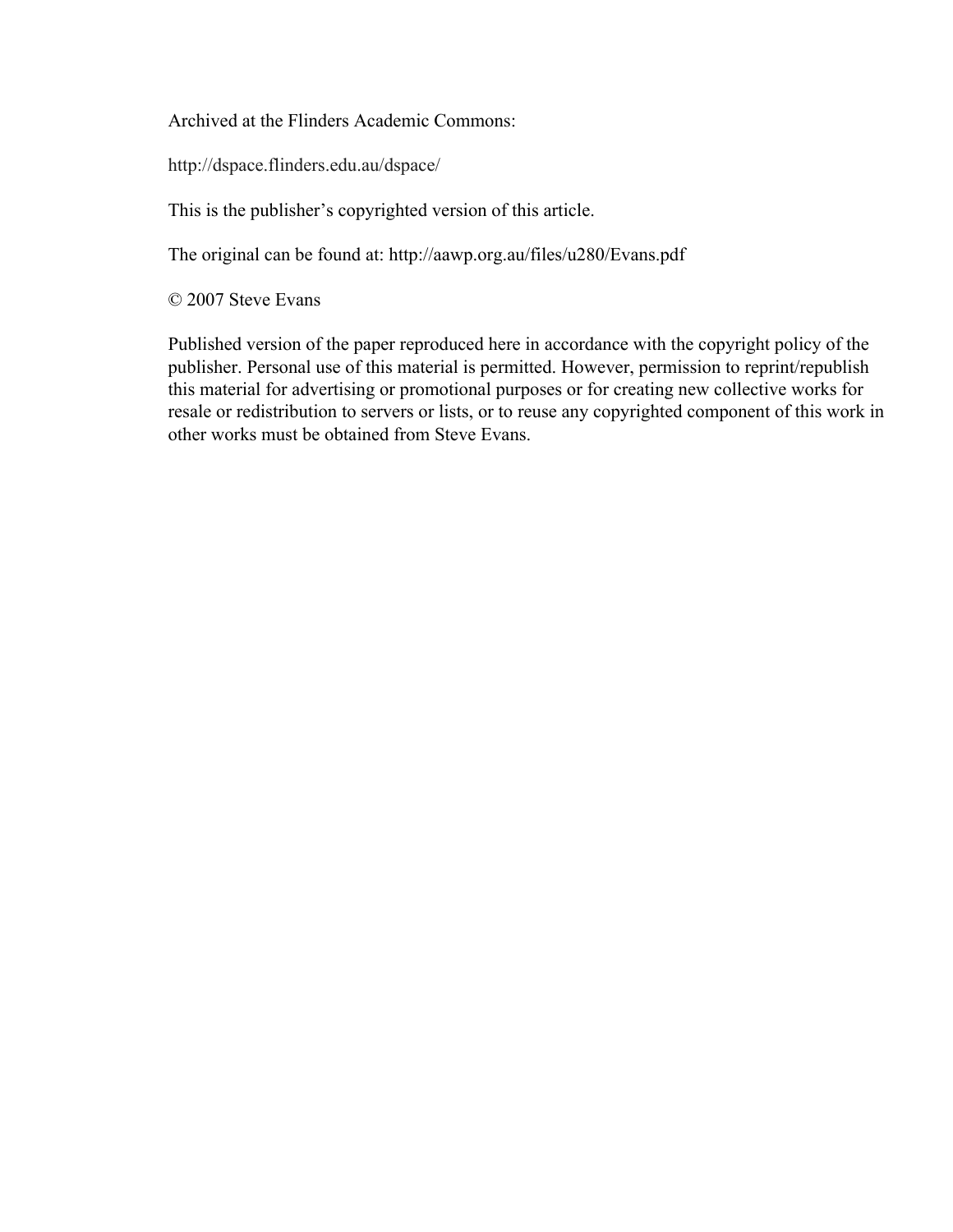Archived at the Flinders Academic Commons:

http://dspace.flinders.edu.au/dspace/

This is the publisher's copyrighted version of this article.

The original can be found at: http://aawp.org.au/files/u280/Evans.pdf

© 2007 Steve Evans

Published version of the paper reproduced here in accordance with the copyright policy of the publisher. Personal use of this material is permitted. However, permission to reprint/republish this material for advertising or promotional purposes or for creating new collective works for resale or redistribution to servers or lists, or to reuse any copyrighted component of this work in other works must be obtained from Steve Evans.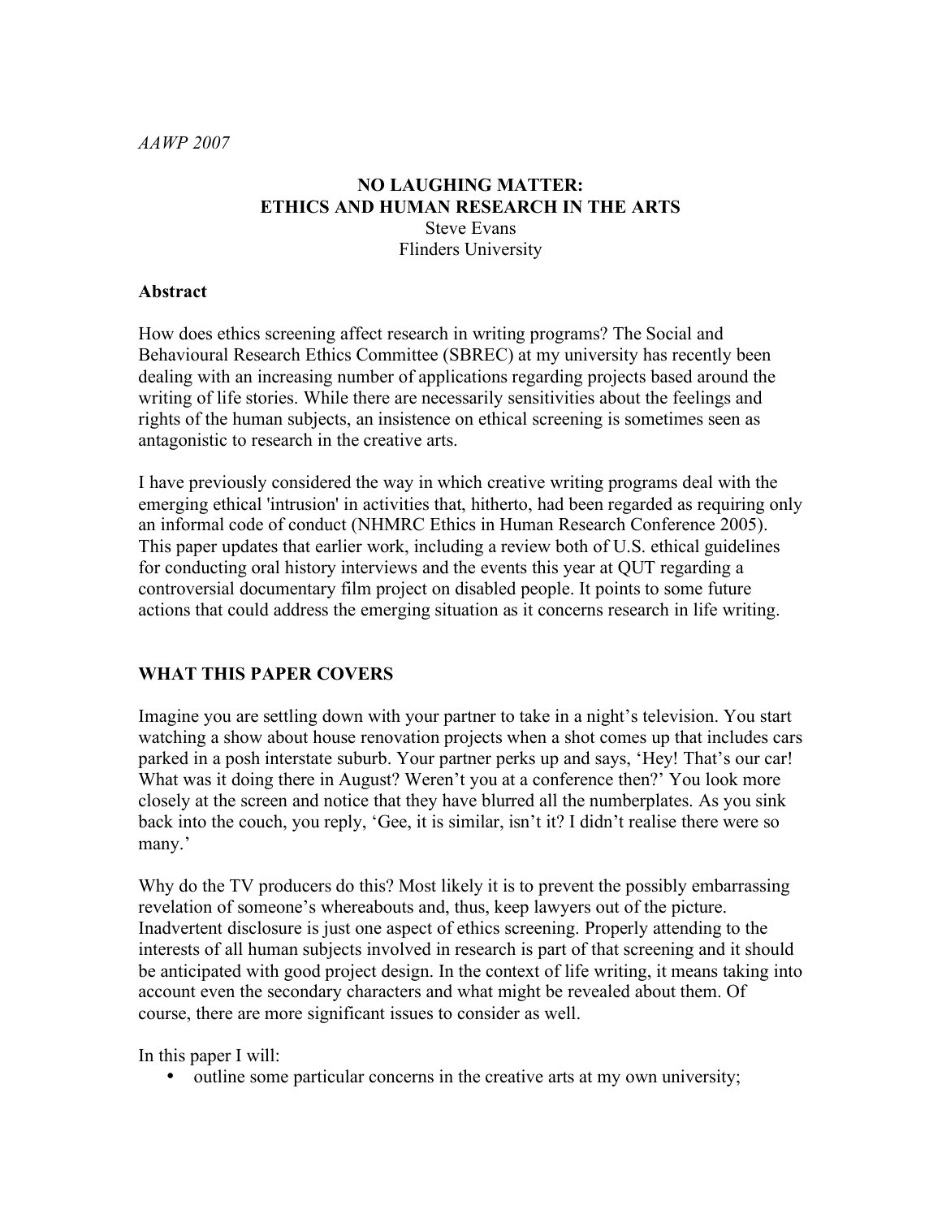*AAWP 2007*

# NO LAUGHING MATTER: ETHICS AND HUMAN RESEARCH IN THE ARTS

Steve Evans
Flinders University

## Abstract

How does ethics screening affect research in writing programs? The Social and Behavioural Research Ethics Committee (SBREC) at my university has recently been dealing with an increasing number of applications regarding projects based around the writing of life stories. While there are necessarily sensitivities about the feelings and rights of the human subjects, an insistence on ethical screening is sometimes seen as antagonistic to research in the creative arts.

I have previously considered the way in which creative writing programs deal with the emerging ethical 'intrusion' in activities that, hitherto, had been regarded as requiring only an informal code of conduct (NHMRC Ethics in Human Research Conference 2005). This paper updates that earlier work, including a review both of U.S. ethical guidelines for conducting oral history interviews and the events this year at QUT regarding a controversial documentary film project on disabled people. It points to some future actions that could address the emerging situation as it concerns research in life writing.

## WHAT THIS PAPER COVERS

Imagine you are settling down with your partner to take in a night's television. You start watching a show about house renovation projects when a shot comes up that includes cars parked in a posh interstate suburb. Your partner perks up and says, 'Hey! That's our car! What was it doing there in August? Weren't you at a conference then?' You look more closely at the screen and notice that they have blurred all the numberplates. As you sink back into the couch, you reply, 'Gee, it is similar, isn't it? I didn't realise there were so many.'

Why do the TV producers do this? Most likely it is to prevent the possibly embarrassing revelation of someone's whereabouts and, thus, keep lawyers out of the picture. Inadvertent disclosure is just one aspect of ethics screening. Properly attending to the interests of all human subjects involved in research is part of that screening and it should be anticipated with good project design. In the context of life writing, it means taking into account even the secondary characters and what might be revealed about them. Of course, there are more significant issues to consider as well.

In this paper I will:

- outline some particular concerns in the creative arts at my own university;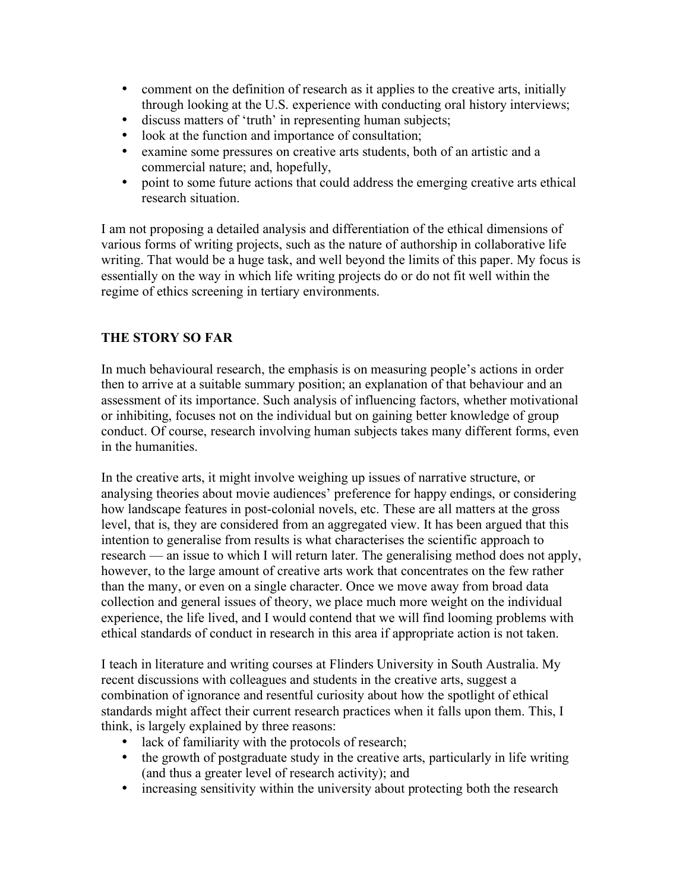- comment on the definition of research as it applies to the creative arts, initially through looking at the U.S. experience with conducting oral history interviews;
- discuss matters of 'truth' in representing human subjects;
- look at the function and importance of consultation;
- examine some pressures on creative arts students, both of an artistic and a commercial nature; and, hopefully,
- point to some future actions that could address the emerging creative arts ethical research situation.

I am not proposing a detailed analysis and differentiation of the ethical dimensions of various forms of writing projects, such as the nature of authorship in collaborative life writing. That would be a huge task, and well beyond the limits of this paper. My focus is essentially on the way in which life writing projects do or do not fit well within the regime of ethics screening in tertiary environments.

## THE STORY SO FAR

In much behavioural research, the emphasis is on measuring people's actions in order then to arrive at a suitable summary position; an explanation of that behaviour and an assessment of its importance. Such analysis of influencing factors, whether motivational or inhibiting, focuses not on the individual but on gaining better knowledge of group conduct. Of course, research involving human subjects takes many different forms, even in the humanities.

In the creative arts, it might involve weighing up issues of narrative structure, or analysing theories about movie audiences' preference for happy endings, or considering how landscape features in post-colonial novels, etc. These are all matters at the gross level, that is, they are considered from an aggregated view. It has been argued that this intention to generalise from results is what characterises the scientific approach to research — an issue to which I will return later. The generalising method does not apply, however, to the large amount of creative arts work that concentrates on the few rather than the many, or even on a single character. Once we move away from broad data collection and general issues of theory, we place much more weight on the individual experience, the life lived, and I would contend that we will find looming problems with ethical standards of conduct in research in this area if appropriate action is not taken.

I teach in literature and writing courses at Flinders University in South Australia. My recent discussions with colleagues and students in the creative arts, suggest a combination of ignorance and resentful curiosity about how the spotlight of ethical standards might affect their current research practices when it falls upon them. This, I think, is largely explained by three reasons:

- lack of familiarity with the protocols of research;
- the growth of postgraduate study in the creative arts, particularly in life writing (and thus a greater level of research activity); and
- increasing sensitivity within the university about protecting both the research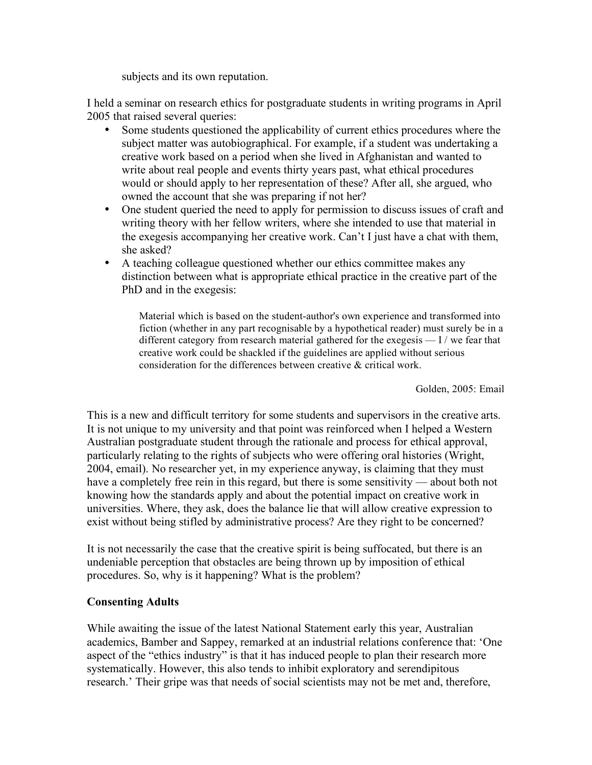subjects and its own reputation.

I held a seminar on research ethics for postgraduate students in writing programs in April 2005 that raised several queries:

- Some students questioned the applicability of current ethics procedures where the subject matter was autobiographical. For example, if a student was undertaking a creative work based on a period when she lived in Afghanistan and wanted to write about real people and events thirty years past, what ethical procedures would or should apply to her representation of these? After all, she argued, who owned the account that she was preparing if not her?
- One student queried the need to apply for permission to discuss issues of craft and writing theory with her fellow writers, where she intended to use that material in the exegesis accompanying her creative work. Can't I just have a chat with them, she asked?
- A teaching colleague questioned whether our ethics committee makes any distinction between what is appropriate ethical practice in the creative part of the PhD and in the exegesis:

> Material which is based on the student-author's own experience and transformed into fiction (whether in any part recognisable by a hypothetical reader) must surely be in a different category from research material gathered for the exegesis — I / we fear that creative work could be shackled if the guidelines are applied without serious consideration for the differences between creative & critical work.
>
> Golden, 2005: Email

This is a new and difficult territory for some students and supervisors in the creative arts. It is not unique to my university and that point was reinforced when I helped a Western Australian postgraduate student through the rationale and process for ethical approval, particularly relating to the rights of subjects who were offering oral histories (Wright, 2004, email). No researcher yet, in my experience anyway, is claiming that they must have a completely free rein in this regard, but there is some sensitivity — about both not knowing how the standards apply and about the potential impact on creative work in universities. Where, they ask, does the balance lie that will allow creative expression to exist without being stifled by administrative process? Are they right to be concerned?

It is not necessarily the case that the creative spirit is being suffocated, but there is an undeniable perception that obstacles are being thrown up by imposition of ethical procedures. So, why is it happening? What is the problem?

**Consenting Adults**

While awaiting the issue of the latest National Statement early this year, Australian academics, Bamber and Sappey, remarked at an industrial relations conference that: 'One aspect of the "ethics industry" is that it has induced people to plan their research more systematically. However, this also tends to inhibit exploratory and serendipitous research.' Their gripe was that needs of social scientists may not be met and, therefore,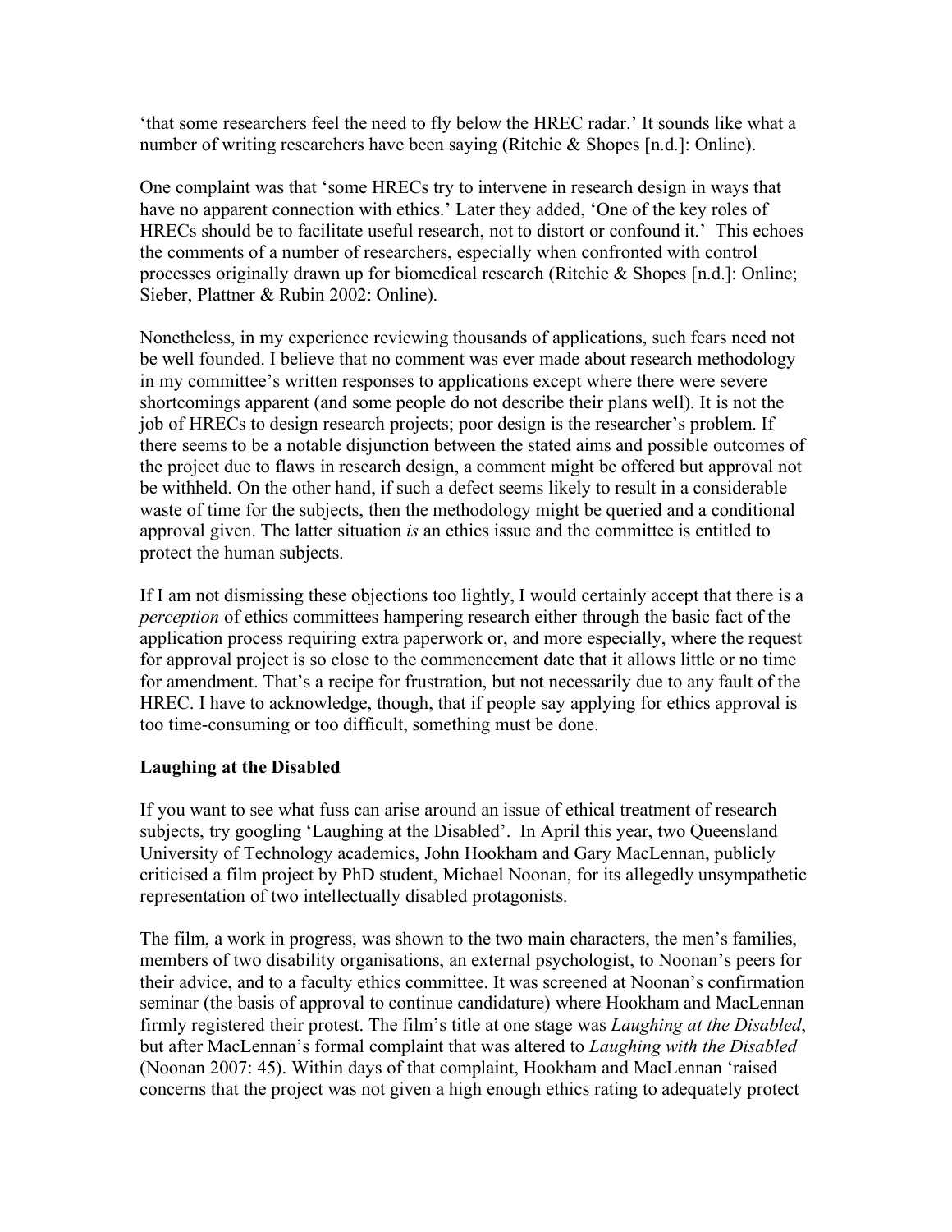'that some researchers feel the need to fly below the HREC radar.' It sounds like what a number of writing researchers have been saying (Ritchie & Shopes [n.d.]: Online).

One complaint was that 'some HRECs try to intervene in research design in ways that have no apparent connection with ethics.' Later they added, 'One of the key roles of HRECs should be to facilitate useful research, not to distort or confound it.' This echoes the comments of a number of researchers, especially when confronted with control processes originally drawn up for biomedical research (Ritchie & Shopes [n.d.]: Online; Sieber, Plattner & Rubin 2002: Online).

Nonetheless, in my experience reviewing thousands of applications, such fears need not be well founded. I believe that no comment was ever made about research methodology in my committee's written responses to applications except where there were severe shortcomings apparent (and some people do not describe their plans well). It is not the job of HRECs to design research projects; poor design is the researcher's problem. If there seems to be a notable disjunction between the stated aims and possible outcomes of the project due to flaws in research design, a comment might be offered but approval not be withheld. On the other hand, if such a defect seems likely to result in a considerable waste of time for the subjects, then the methodology might be queried and a conditional approval given. The latter situation *is* an ethics issue and the committee is entitled to protect the human subjects.

If I am not dismissing these objections too lightly, I would certainly accept that there is a *perception* of ethics committees hampering research either through the basic fact of the application process requiring extra paperwork or, and more especially, where the request for approval project is so close to the commencement date that it allows little or no time for amendment. That's a recipe for frustration, but not necessarily due to any fault of the HREC. I have to acknowledge, though, that if people say applying for ethics approval is too time-consuming or too difficult, something must be done.

**Laughing at the Disabled**

If you want to see what fuss can arise around an issue of ethical treatment of research subjects, try googling 'Laughing at the Disabled'. In April this year, two Queensland University of Technology academics, John Hookham and Gary MacLennan, publicly criticised a film project by PhD student, Michael Noonan, for its allegedly unsympathetic representation of two intellectually disabled protagonists.

The film, a work in progress, was shown to the two main characters, the men's families, members of two disability organisations, an external psychologist, to Noonan's peers for their advice, and to a faculty ethics committee. It was screened at Noonan's confirmation seminar (the basis of approval to continue candidature) where Hookham and MacLennan firmly registered their protest. The film's title at one stage was *Laughing at the Disabled*, but after MacLennan's formal complaint that was altered to *Laughing with the Disabled* (Noonan 2007: 45). Within days of that complaint, Hookham and MacLennan 'raised concerns that the project was not given a high enough ethics rating to adequately protect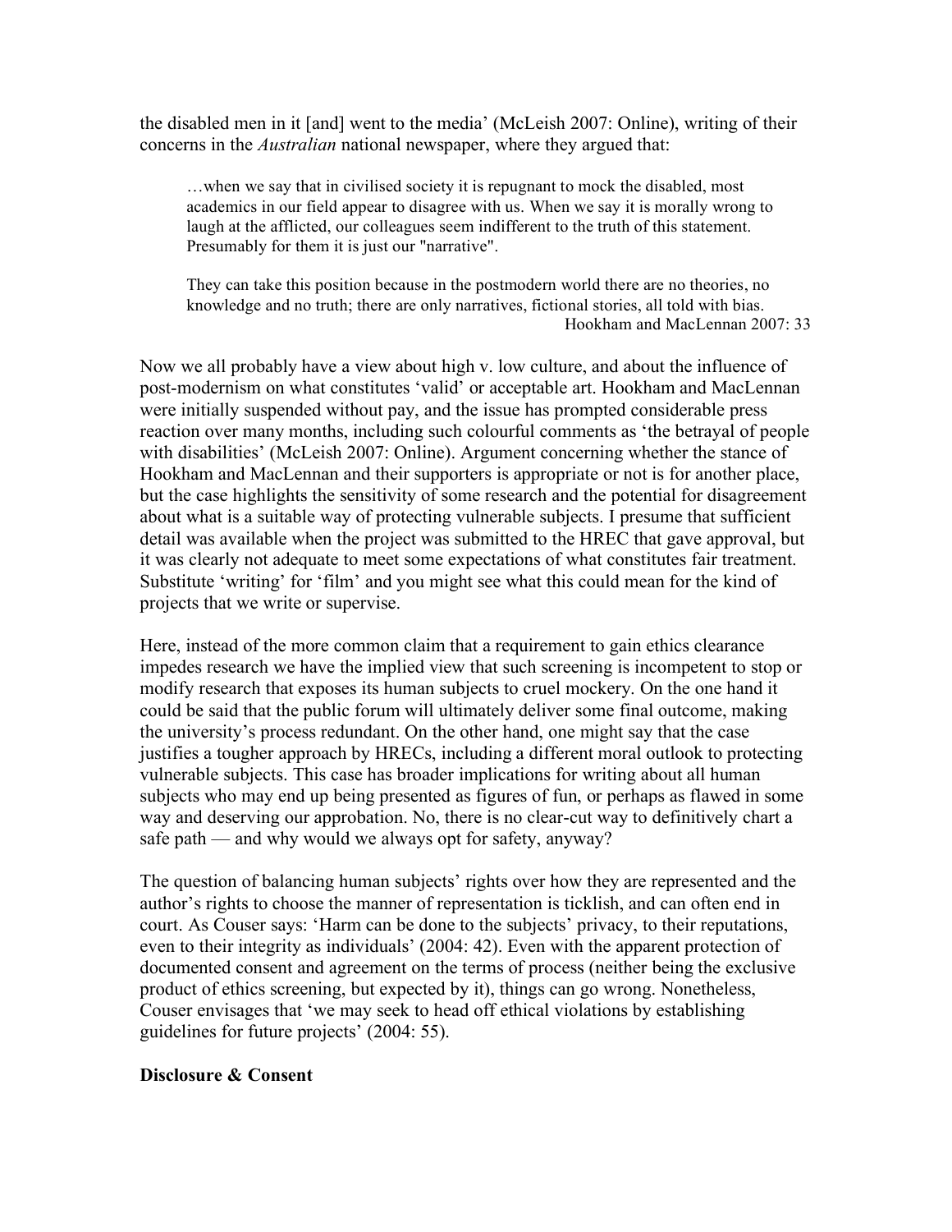the disabled men in it [and] went to the media' (McLeish 2007: Online), writing of their concerns in the *Australian* national newspaper, where they argued that:

> …when we say that in civilised society it is repugnant to mock the disabled, most academics in our field appear to disagree with us. When we say it is morally wrong to laugh at the afflicted, our colleagues seem indifferent to the truth of this statement. Presumably for them it is just our "narrative".
>
> They can take this position because in the postmodern world there are no theories, no knowledge and no truth; there are only narratives, fictional stories, all told with bias.
> Hookham and MacLennan 2007: 33

Now we all probably have a view about high v. low culture, and about the influence of post-modernism on what constitutes 'valid' or acceptable art. Hookham and MacLennan were initially suspended without pay, and the issue has prompted considerable press reaction over many months, including such colourful comments as 'the betrayal of people with disabilities' (McLeish 2007: Online). Argument concerning whether the stance of Hookham and MacLennan and their supporters is appropriate or not is for another place, but the case highlights the sensitivity of some research and the potential for disagreement about what is a suitable way of protecting vulnerable subjects. I presume that sufficient detail was available when the project was submitted to the HREC that gave approval, but it was clearly not adequate to meet some expectations of what constitutes fair treatment. Substitute 'writing' for 'film' and you might see what this could mean for the kind of projects that we write or supervise.

Here, instead of the more common claim that a requirement to gain ethics clearance impedes research we have the implied view that such screening is incompetent to stop or modify research that exposes its human subjects to cruel mockery. On the one hand it could be said that the public forum will ultimately deliver some final outcome, making the university's process redundant. On the other hand, one might say that the case justifies a tougher approach by HRECs, including a different moral outlook to protecting vulnerable subjects. This case has broader implications for writing about all human subjects who may end up being presented as figures of fun, or perhaps as flawed in some way and deserving our approbation. No, there is no clear-cut way to definitively chart a safe path — and why would we always opt for safety, anyway?

The question of balancing human subjects' rights over how they are represented and the author's rights to choose the manner of representation is ticklish, and can often end in court. As Couser says: 'Harm can be done to the subjects' privacy, to their reputations, even to their integrity as individuals' (2004: 42). Even with the apparent protection of documented consent and agreement on the terms of process (neither being the exclusive product of ethics screening, but expected by it), things can go wrong. Nonetheless, Couser envisages that 'we may seek to head off ethical violations by establishing guidelines for future projects' (2004: 55).

**Disclosure & Consent**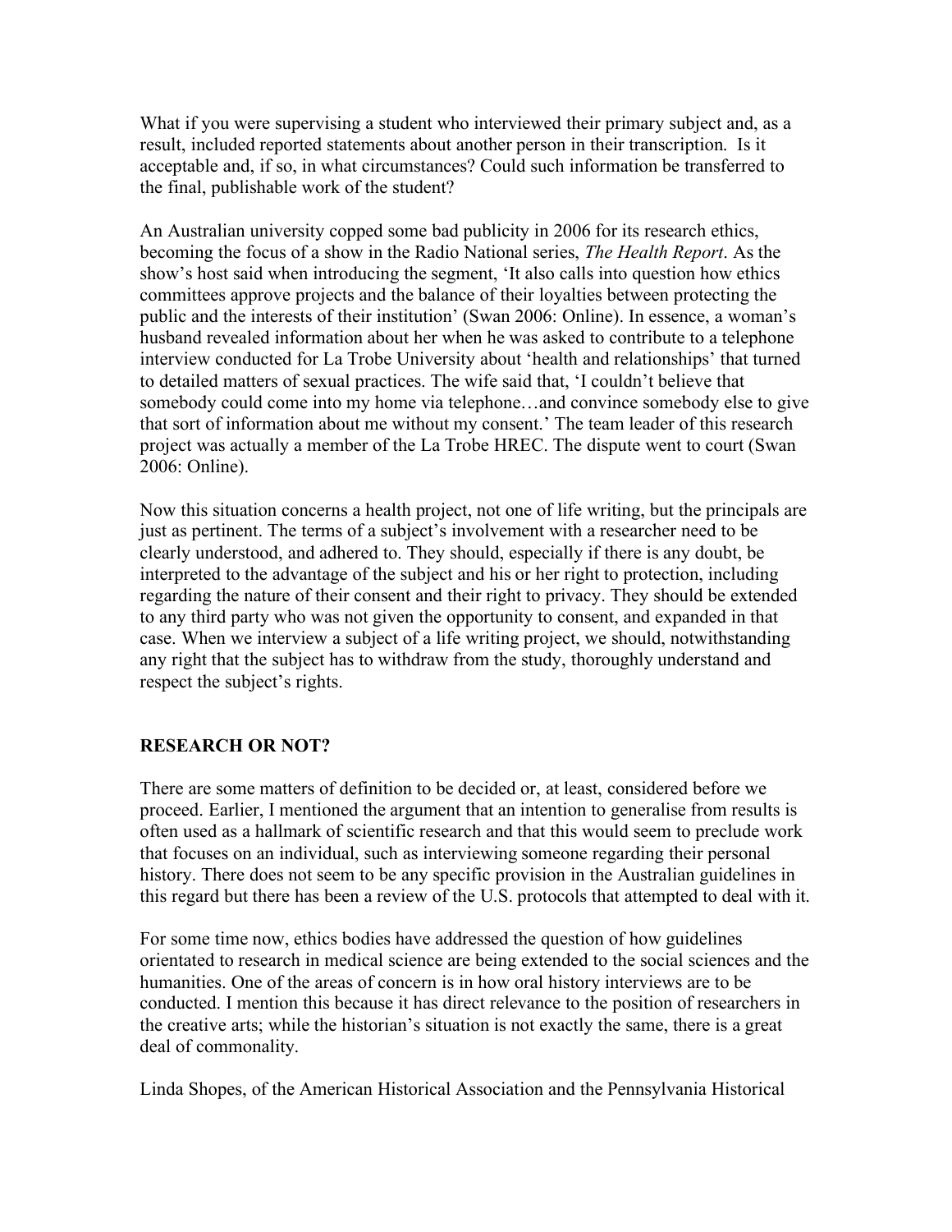What if you were supervising a student who interviewed their primary subject and, as a result, included reported statements about another person in their transcription. Is it acceptable and, if so, in what circumstances? Could such information be transferred to the final, publishable work of the student?

An Australian university copped some bad publicity in 2006 for its research ethics, becoming the focus of a show in the Radio National series, *The Health Report*. As the show's host said when introducing the segment, 'It also calls into question how ethics committees approve projects and the balance of their loyalties between protecting the public and the interests of their institution' (Swan 2006: Online). In essence, a woman's husband revealed information about her when he was asked to contribute to a telephone interview conducted for La Trobe University about 'health and relationships' that turned to detailed matters of sexual practices. The wife said that, 'I couldn't believe that somebody could come into my home via telephone…and convince somebody else to give that sort of information about me without my consent.' The team leader of this research project was actually a member of the La Trobe HREC. The dispute went to court (Swan 2006: Online).

Now this situation concerns a health project, not one of life writing, but the principals are just as pertinent. The terms of a subject's involvement with a researcher need to be clearly understood, and adhered to. They should, especially if there is any doubt, be interpreted to the advantage of the subject and his or her right to protection, including regarding the nature of their consent and their right to privacy. They should be extended to any third party who was not given the opportunity to consent, and expanded in that case. When we interview a subject of a life writing project, we should, notwithstanding any right that the subject has to withdraw from the study, thoroughly understand and respect the subject's rights.

## RESEARCH OR NOT?

There are some matters of definition to be decided or, at least, considered before we proceed. Earlier, I mentioned the argument that an intention to generalise from results is often used as a hallmark of scientific research and that this would seem to preclude work that focuses on an individual, such as interviewing someone regarding their personal history. There does not seem to be any specific provision in the Australian guidelines in this regard but there has been a review of the U.S. protocols that attempted to deal with it.

For some time now, ethics bodies have addressed the question of how guidelines orientated to research in medical science are being extended to the social sciences and the humanities. One of the areas of concern is in how oral history interviews are to be conducted. I mention this because it has direct relevance to the position of researchers in the creative arts; while the historian's situation is not exactly the same, there is a great deal of commonality.

Linda Shopes, of the American Historical Association and the Pennsylvania Historical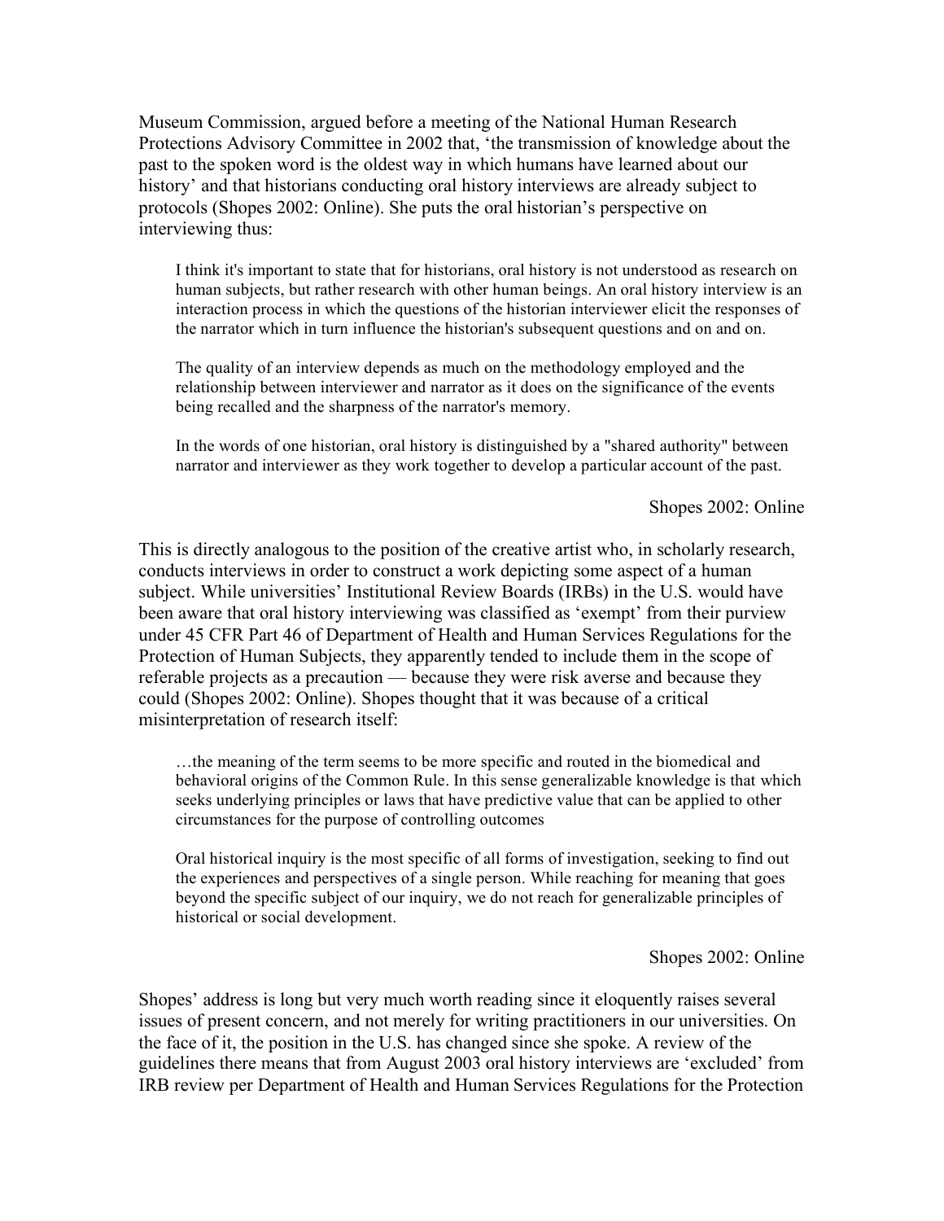Museum Commission, argued before a meeting of the National Human Research Protections Advisory Committee in 2002 that, 'the transmission of knowledge about the past to the spoken word is the oldest way in which humans have learned about our history' and that historians conducting oral history interviews are already subject to protocols (Shopes 2002: Online). She puts the oral historian's perspective on interviewing thus:

> I think it's important to state that for historians, oral history is not understood as research on human subjects, but rather research with other human beings. An oral history interview is an interaction process in which the questions of the historian interviewer elicit the responses of the narrator which in turn influence the historian's subsequent questions and on and on.
>
> The quality of an interview depends as much on the methodology employed and the relationship between interviewer and narrator as it does on the significance of the events being recalled and the sharpness of the narrator's memory.
>
> In the words of one historian, oral history is distinguished by a "shared authority" between narrator and interviewer as they work together to develop a particular account of the past.
>
> Shopes 2002: Online

This is directly analogous to the position of the creative artist who, in scholarly research, conducts interviews in order to construct a work depicting some aspect of a human subject. While universities' Institutional Review Boards (IRBs) in the U.S. would have been aware that oral history interviewing was classified as 'exempt' from their purview under 45 CFR Part 46 of Department of Health and Human Services Regulations for the Protection of Human Subjects, they apparently tended to include them in the scope of referable projects as a precaution — because they were risk averse and because they could (Shopes 2002: Online). Shopes thought that it was because of a critical misinterpretation of research itself:

> …the meaning of the term seems to be more specific and routed in the biomedical and behavioral origins of the Common Rule. In this sense generalizable knowledge is that which seeks underlying principles or laws that have predictive value that can be applied to other circumstances for the purpose of controlling outcomes
>
> Oral historical inquiry is the most specific of all forms of investigation, seeking to find out the experiences and perspectives of a single person. While reaching for meaning that goes beyond the specific subject of our inquiry, we do not reach for generalizable principles of historical or social development.
>
> Shopes 2002: Online

Shopes' address is long but very much worth reading since it eloquently raises several issues of present concern, and not merely for writing practitioners in our universities. On the face of it, the position in the U.S. has changed since she spoke. A review of the guidelines there means that from August 2003 oral history interviews are 'excluded' from IRB review per Department of Health and Human Services Regulations for the Protection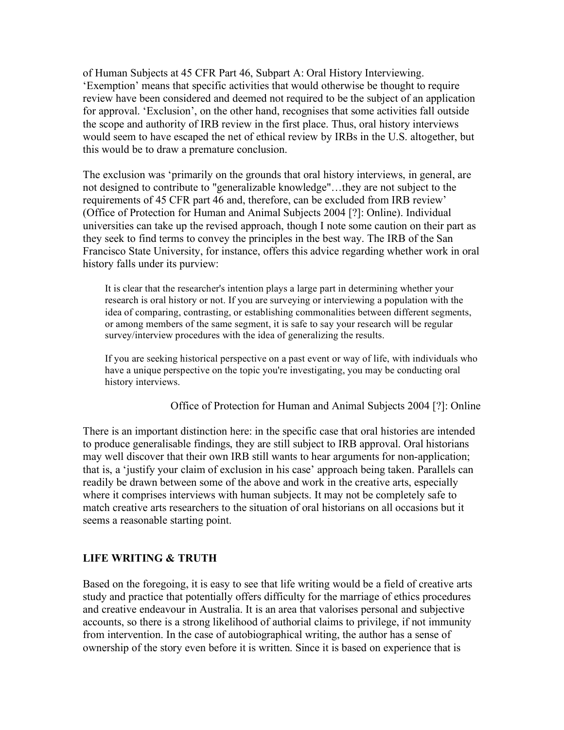of Human Subjects at 45 CFR Part 46, Subpart A: Oral History Interviewing. 'Exemption' means that specific activities that would otherwise be thought to require review have been considered and deemed not required to be the subject of an application for approval. 'Exclusion', on the other hand, recognises that some activities fall outside the scope and authority of IRB review in the first place. Thus, oral history interviews would seem to have escaped the net of ethical review by IRBs in the U.S. altogether, but this would be to draw a premature conclusion.

The exclusion was 'primarily on the grounds that oral history interviews, in general, are not designed to contribute to "generalizable knowledge"…they are not subject to the requirements of 45 CFR part 46 and, therefore, can be excluded from IRB review' (Office of Protection for Human and Animal Subjects 2004 [?]: Online). Individual universities can take up the revised approach, though I note some caution on their part as they seek to find terms to convey the principles in the best way. The IRB of the San Francisco State University, for instance, offers this advice regarding whether work in oral history falls under its purview:

> It is clear that the researcher's intention plays a large part in determining whether your research is oral history or not. If you are surveying or interviewing a population with the idea of comparing, contrasting, or establishing commonalities between different segments, or among members of the same segment, it is safe to say your research will be regular survey/interview procedures with the idea of generalizing the results.
>
> If you are seeking historical perspective on a past event or way of life, with individuals who have a unique perspective on the topic you're investigating, you may be conducting oral history interviews.
>
> Office of Protection for Human and Animal Subjects 2004 [?]: Online

There is an important distinction here: in the specific case that oral histories are intended to produce generalisable findings, they are still subject to IRB approval. Oral historians may well discover that their own IRB still wants to hear arguments for non-application; that is, a 'justify your claim of exclusion in his case' approach being taken. Parallels can readily be drawn between some of the above and work in the creative arts, especially where it comprises interviews with human subjects. It may not be completely safe to match creative arts researchers to the situation of oral historians on all occasions but it seems a reasonable starting point.

## LIFE WRITING & TRUTH

Based on the foregoing, it is easy to see that life writing would be a field of creative arts study and practice that potentially offers difficulty for the marriage of ethics procedures and creative endeavour in Australia. It is an area that valorises personal and subjective accounts, so there is a strong likelihood of authorial claims to privilege, if not immunity from intervention. In the case of autobiographical writing, the author has a sense of ownership of the story even before it is written. Since it is based on experience that is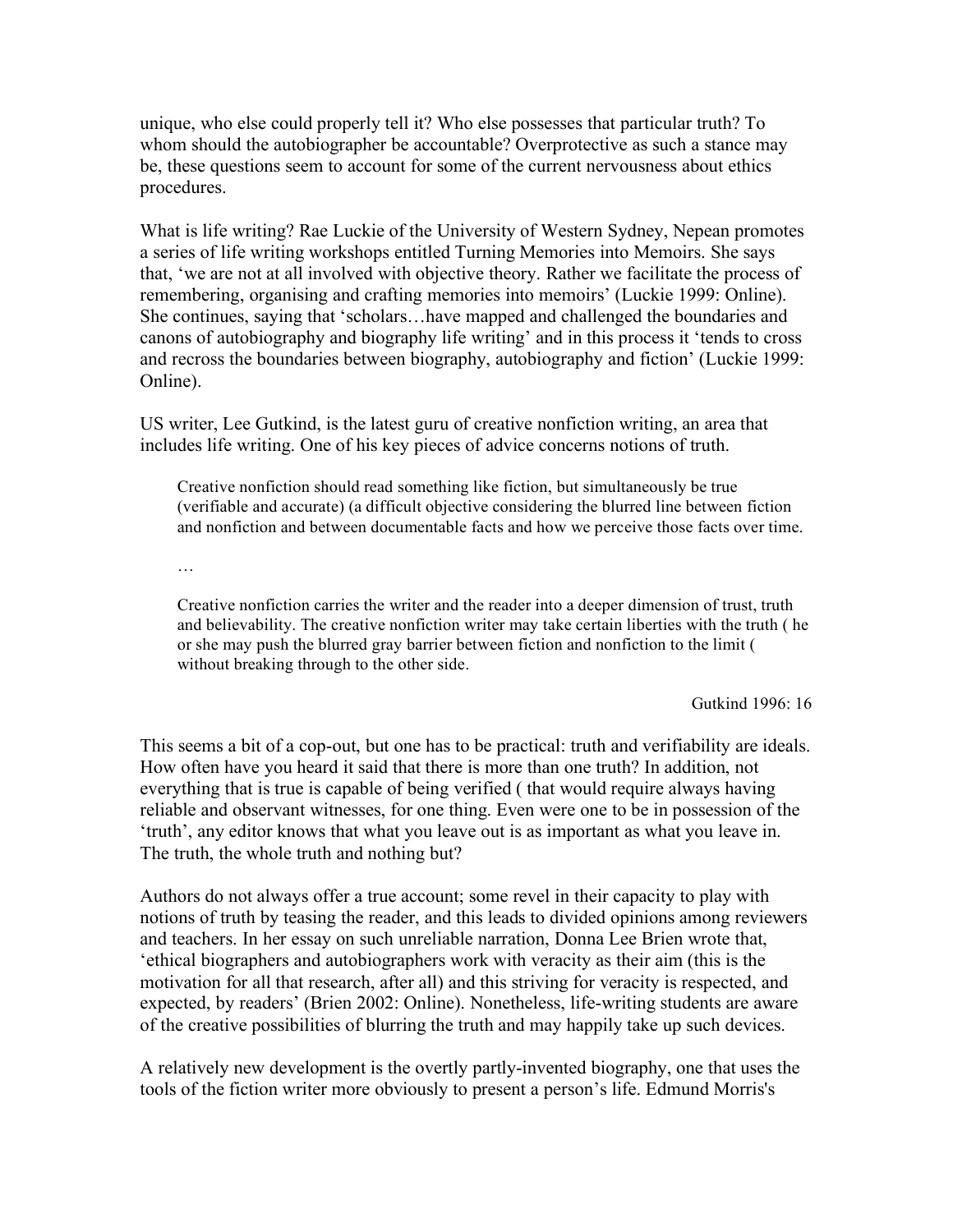unique, who else could properly tell it? Who else possesses that particular truth? To whom should the autobiographer be accountable? Overprotective as such a stance may be, these questions seem to account for some of the current nervousness about ethics procedures.

What is life writing? Rae Luckie of the University of Western Sydney, Nepean promotes a series of life writing workshops entitled Turning Memories into Memoirs. She says that, 'we are not at all involved with objective theory. Rather we facilitate the process of remembering, organising and crafting memories into memoirs' (Luckie 1999: Online). She continues, saying that 'scholars…have mapped and challenged the boundaries and canons of autobiography and biography life writing' and in this process it 'tends to cross and recross the boundaries between biography, autobiography and fiction' (Luckie 1999: Online).

US writer, Lee Gutkind, is the latest guru of creative nonfiction writing, an area that includes life writing. One of his key pieces of advice concerns notions of truth.

> Creative nonfiction should read something like fiction, but simultaneously be true (verifiable and accurate) (a difficult objective considering the blurred line between fiction and nonfiction and between documentable facts and how we perceive those facts over time.
>
> …
>
> Creative nonfiction carries the writer and the reader into a deeper dimension of trust, truth and believability. The creative nonfiction writer may take certain liberties with the truth ( he or she may push the blurred gray barrier between fiction and nonfiction to the limit ( without breaking through to the other side.
>
> Gutkind 1996: 16

This seems a bit of a cop-out, but one has to be practical: truth and verifiability are ideals. How often have you heard it said that there is more than one truth? In addition, not everything that is true is capable of being verified ( that would require always having reliable and observant witnesses, for one thing. Even were one to be in possession of the 'truth', any editor knows that what you leave out is as important as what you leave in. The truth, the whole truth and nothing but?

Authors do not always offer a true account; some revel in their capacity to play with notions of truth by teasing the reader, and this leads to divided opinions among reviewers and teachers. In her essay on such unreliable narration, Donna Lee Brien wrote that, 'ethical biographers and autobiographers work with veracity as their aim (this is the motivation for all that research, after all) and this striving for veracity is respected, and expected, by readers' (Brien 2002: Online). Nonetheless, life-writing students are aware of the creative possibilities of blurring the truth and may happily take up such devices.

A relatively new development is the overtly partly-invented biography, one that uses the tools of the fiction writer more obviously to present a person's life. Edmund Morris's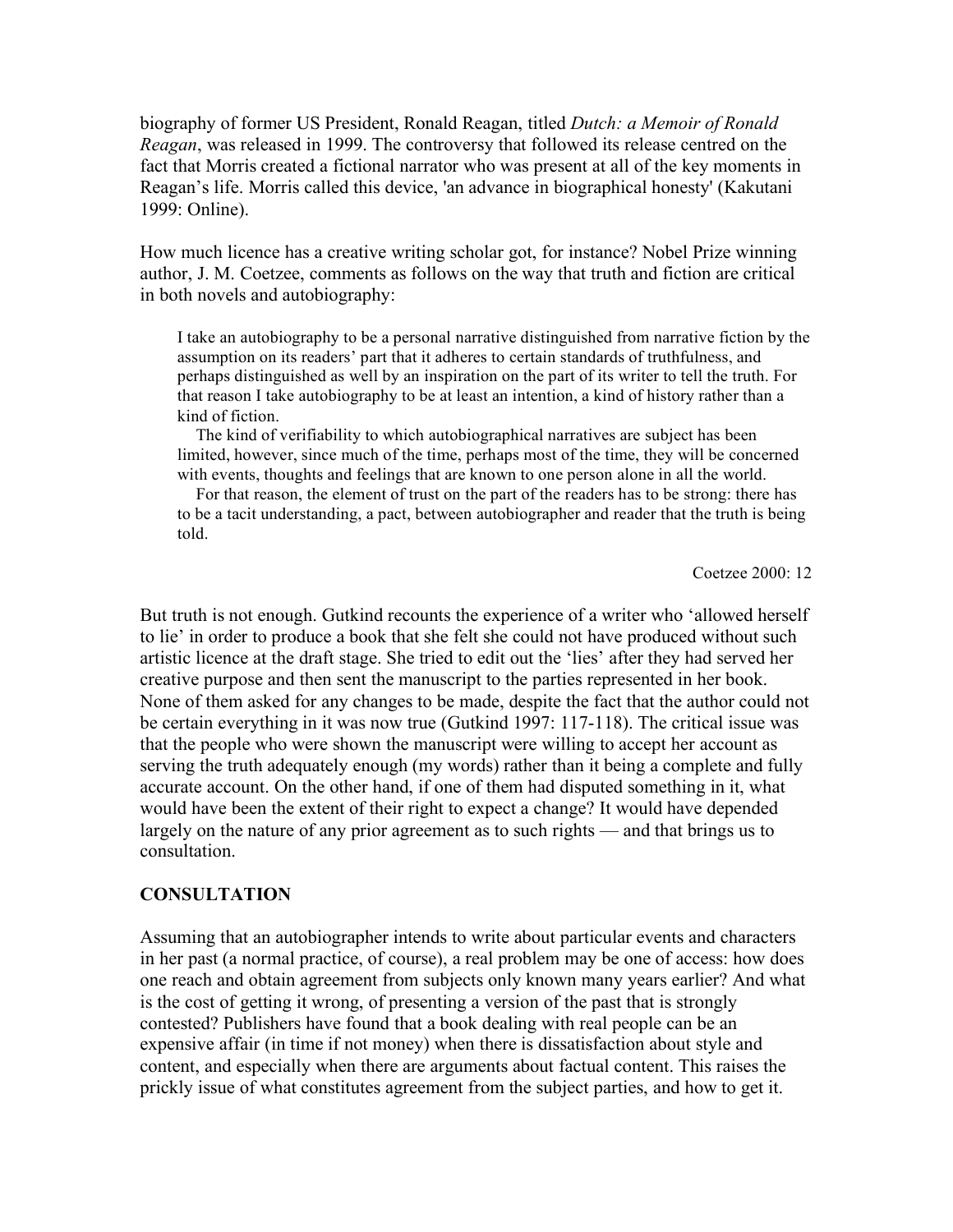biography of former US President, Ronald Reagan, titled *Dutch: a Memoir of Ronald Reagan*, was released in 1999. The controversy that followed its release centred on the fact that Morris created a fictional narrator who was present at all of the key moments in Reagan's life. Morris called this device, 'an advance in biographical honesty' (Kakutani 1999: Online).

How much licence has a creative writing scholar got, for instance? Nobel Prize winning author, J. M. Coetzee, comments as follows on the way that truth and fiction are critical in both novels and autobiography:

> I take an autobiography to be a personal narrative distinguished from narrative fiction by the assumption on its readers' part that it adheres to certain standards of truthfulness, and perhaps distinguished as well by an inspiration on the part of its writer to tell the truth. For that reason I take autobiography to be at least an intention, a kind of history rather than a kind of fiction.
>
> The kind of verifiability to which autobiographical narratives are subject has been limited, however, since much of the time, perhaps most of the time, they will be concerned with events, thoughts and feelings that are known to one person alone in all the world.
>
> For that reason, the element of trust on the part of the readers has to be strong: there has to be a tacit understanding, a pact, between autobiographer and reader that the truth is being told.
>
> Coetzee 2000: 12

But truth is not enough. Gutkind recounts the experience of a writer who 'allowed herself to lie' in order to produce a book that she felt she could not have produced without such artistic licence at the draft stage. She tried to edit out the 'lies' after they had served her creative purpose and then sent the manuscript to the parties represented in her book. None of them asked for any changes to be made, despite the fact that the author could not be certain everything in it was now true (Gutkind 1997: 117-118). The critical issue was that the people who were shown the manuscript were willing to accept her account as serving the truth adequately enough (my words) rather than it being a complete and fully accurate account. On the other hand, if one of them had disputed something in it, what would have been the extent of their right to expect a change? It would have depended largely on the nature of any prior agreement as to such rights — and that brings us to consultation.

## CONSULTATION

Assuming that an autobiographer intends to write about particular events and characters in her past (a normal practice, of course), a real problem may be one of access: how does one reach and obtain agreement from subjects only known many years earlier? And what is the cost of getting it wrong, of presenting a version of the past that is strongly contested? Publishers have found that a book dealing with real people can be an expensive affair (in time if not money) when there is dissatisfaction about style and content, and especially when there are arguments about factual content. This raises the prickly issue of what constitutes agreement from the subject parties, and how to get it.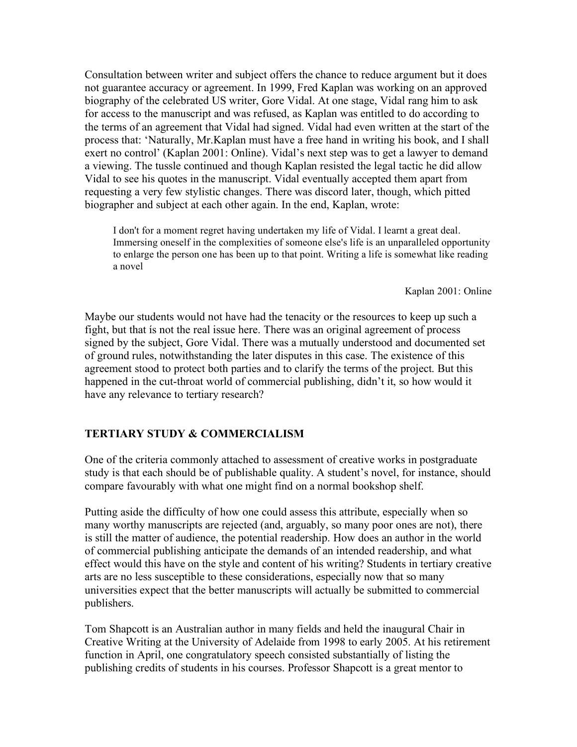Consultation between writer and subject offers the chance to reduce argument but it does not guarantee accuracy or agreement. In 1999, Fred Kaplan was working on an approved biography of the celebrated US writer, Gore Vidal. At one stage, Vidal rang him to ask for access to the manuscript and was refused, as Kaplan was entitled to do according to the terms of an agreement that Vidal had signed. Vidal had even written at the start of the process that: 'Naturally, Mr.Kaplan must have a free hand in writing his book, and I shall exert no control' (Kaplan 2001: Online). Vidal's next step was to get a lawyer to demand a viewing. The tussle continued and though Kaplan resisted the legal tactic he did allow Vidal to see his quotes in the manuscript. Vidal eventually accepted them apart from requesting a very few stylistic changes. There was discord later, though, which pitted biographer and subject at each other again. In the end, Kaplan, wrote:

> I don't for a moment regret having undertaken my life of Vidal. I learnt a great deal. Immersing oneself in the complexities of someone else's life is an unparalleled opportunity to enlarge the person one has been up to that point. Writing a life is somewhat like reading a novel
>
> Kaplan 2001: Online

Maybe our students would not have had the tenacity or the resources to keep up such a fight, but that ís not the real issue here. There was an original agreement of process signed by the subject, Gore Vidal. There was a mutually understood and documented set of ground rules, notwithstanding the later disputes in this case. The existence of this agreement stood to protect both parties and to clarify the terms of the project. But this happened in the cut-throat world of commercial publishing, didn't it, so how would it have any relevance to tertiary research?

## TERTIARY STUDY & COMMERCIALISM

One of the criteria commonly attached to assessment of creative works in postgraduate study is that each should be of publishable quality. A student's novel, for instance, should compare favourably with what one might find on a normal bookshop shelf.

Putting aside the difficulty of how one could assess this attribute, especially when so many worthy manuscripts are rejected (and, arguably, so many poor ones are not), there is still the matter of audience, the potential readership. How does an author in the world of commercial publishing anticipate the demands of an intended readership, and what effect would this have on the style and content of his writing? Students in tertiary creative arts are no less susceptible to these considerations, especially now that so many universities expect that the better manuscripts will actually be submitted to commercial publishers.

Tom Shapcott is an Australian author in many fields and held the inaugural Chair in Creative Writing at the University of Adelaide from 1998 to early 2005. At his retirement function in April, one congratulatory speech consisted substantially of listing the publishing credits of students in his courses. Professor Shapcott is a great mentor to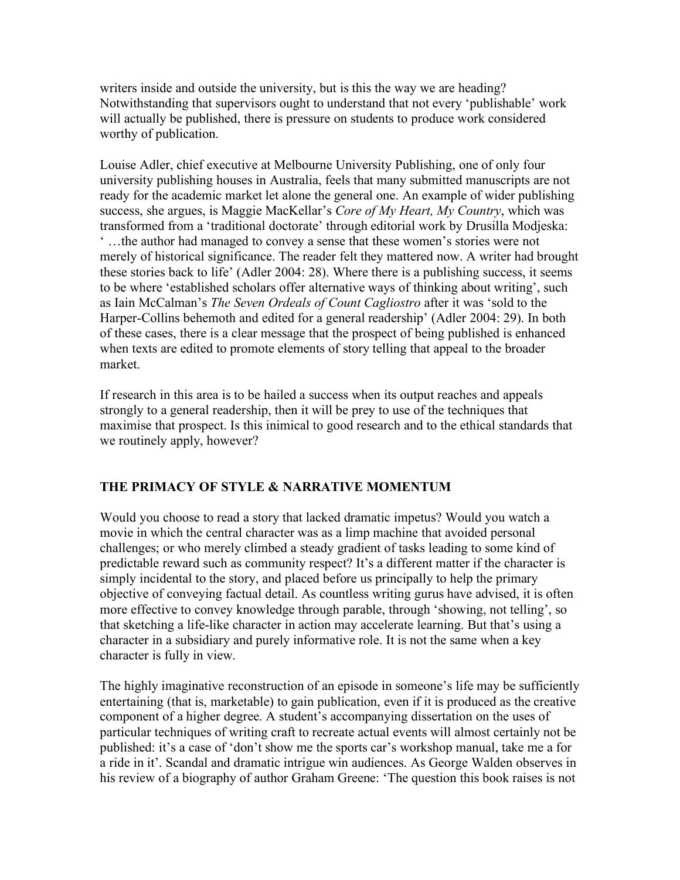writers inside and outside the university, but is this the way we are heading? Notwithstanding that supervisors ought to understand that not every 'publishable' work will actually be published, there is pressure on students to produce work considered worthy of publication.

Louise Adler, chief executive at Melbourne University Publishing, one of only four university publishing houses in Australia, feels that many submitted manuscripts are not ready for the academic market let alone the general one. An example of wider publishing success, she argues, is Maggie MacKellar's *Core of My Heart, My Country*, which was transformed from a 'traditional doctorate' through editorial work by Drusilla Modjeska: ' …the author had managed to convey a sense that these women's stories were not merely of historical significance. The reader felt they mattered now. A writer had brought these stories back to life' (Adler 2004: 28). Where there is a publishing success, it seems to be where 'established scholars offer alternative ways of thinking about writing', such as Iain McCalman's *The Seven Ordeals of Count Cagliostro* after it was 'sold to the Harper-Collins behemoth and edited for a general readership' (Adler 2004: 29). In both of these cases, there is a clear message that the prospect of being published is enhanced when texts are edited to promote elements of story telling that appeal to the broader market.

If research in this area is to be hailed a success when its output reaches and appeals strongly to a general readership, then it will be prey to use of the techniques that maximise that prospect. Is this inimical to good research and to the ethical standards that we routinely apply, however?

## THE PRIMACY OF STYLE & NARRATIVE MOMENTUM

Would you choose to read a story that lacked dramatic impetus? Would you watch a movie in which the central character was as a limp machine that avoided personal challenges; or who merely climbed a steady gradient of tasks leading to some kind of predictable reward such as community respect? It's a different matter if the character is simply incidental to the story, and placed before us principally to help the primary objective of conveying factual detail. As countless writing gurus have advised, it is often more effective to convey knowledge through parable, through 'showing, not telling', so that sketching a life-like character in action may accelerate learning. But that's using a character in a subsidiary and purely informative role. It is not the same when a key character is fully in view.

The highly imaginative reconstruction of an episode in someone's life may be sufficiently entertaining (that is, marketable) to gain publication, even if it is produced as the creative component of a higher degree. A student's accompanying dissertation on the uses of particular techniques of writing craft to recreate actual events will almost certainly not be published: it's a case of 'don't show me the sports car's workshop manual, take me a for a ride in it'. Scandal and dramatic intrigue win audiences. As George Walden observes in his review of a biography of author Graham Greene: 'The question this book raises is not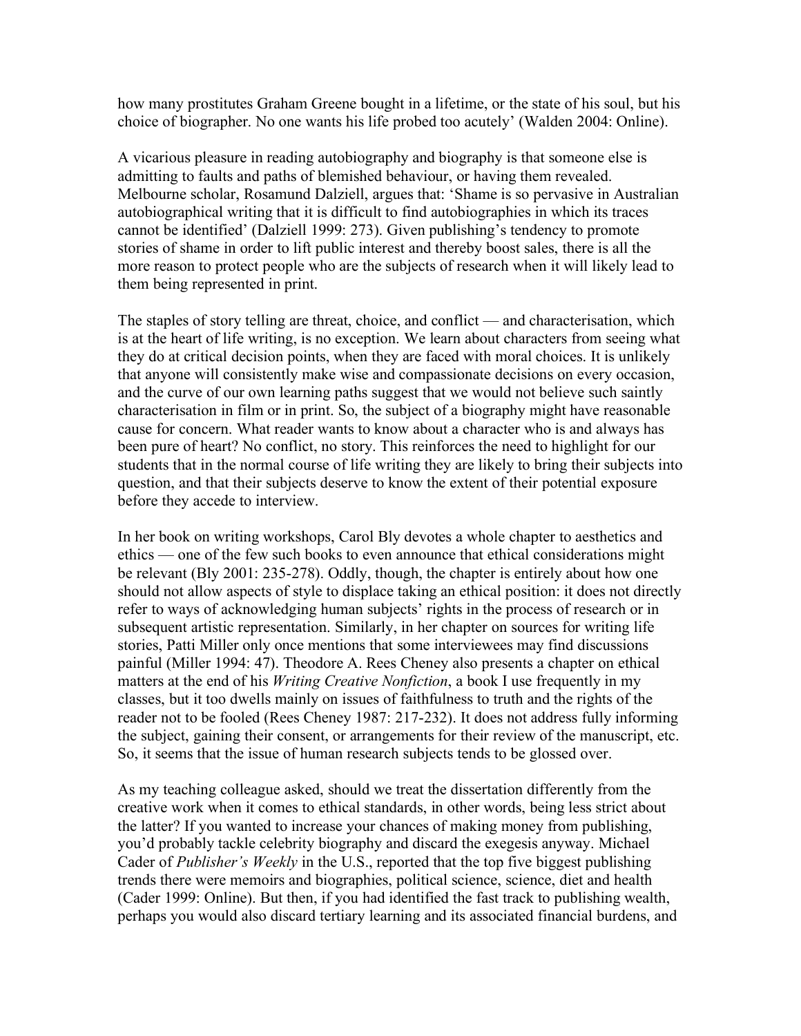how many prostitutes Graham Greene bought in a lifetime, or the state of his soul, but his choice of biographer. No one wants his life probed too acutely' (Walden 2004: Online).

A vicarious pleasure in reading autobiography and biography is that someone else is admitting to faults and paths of blemished behaviour, or having them revealed. Melbourne scholar, Rosamund Dalziell, argues that: 'Shame is so pervasive in Australian autobiographical writing that it is difficult to find autobiographies in which its traces cannot be identified' (Dalziell 1999: 273). Given publishing's tendency to promote stories of shame in order to lift public interest and thereby boost sales, there is all the more reason to protect people who are the subjects of research when it will likely lead to them being represented in print.

The staples of story telling are threat, choice, and conflict — and characterisation, which is at the heart of life writing, is no exception. We learn about characters from seeing what they do at critical decision points, when they are faced with moral choices. It is unlikely that anyone will consistently make wise and compassionate decisions on every occasion, and the curve of our own learning paths suggest that we would not believe such saintly characterisation in film or in print. So, the subject of a biography might have reasonable cause for concern. What reader wants to know about a character who is and always has been pure of heart? No conflict, no story. This reinforces the need to highlight for our students that in the normal course of life writing they are likely to bring their subjects into question, and that their subjects deserve to know the extent of their potential exposure before they accede to interview.

In her book on writing workshops, Carol Bly devotes a whole chapter to aesthetics and ethics — one of the few such books to even announce that ethical considerations might be relevant (Bly 2001: 235-278). Oddly, though, the chapter is entirely about how one should not allow aspects of style to displace taking an ethical position: it does not directly refer to ways of acknowledging human subjects' rights in the process of research or in subsequent artistic representation. Similarly, in her chapter on sources for writing life stories, Patti Miller only once mentions that some interviewees may find discussions painful (Miller 1994: 47). Theodore A. Rees Cheney also presents a chapter on ethical matters at the end of his *Writing Creative Nonfiction*, a book I use frequently in my classes, but it too dwells mainly on issues of faithfulness to truth and the rights of the reader not to be fooled (Rees Cheney 1987: 217-232). It does not address fully informing the subject, gaining their consent, or arrangements for their review of the manuscript, etc. So, it seems that the issue of human research subjects tends to be glossed over.

As my teaching colleague asked, should we treat the dissertation differently from the creative work when it comes to ethical standards, in other words, being less strict about the latter? If you wanted to increase your chances of making money from publishing, you'd probably tackle celebrity biography and discard the exegesis anyway. Michael Cader of *Publisher's Weekly* in the U.S., reported that the top five biggest publishing trends there were memoirs and biographies, political science, science, diet and health (Cader 1999: Online). But then, if you had identified the fast track to publishing wealth, perhaps you would also discard tertiary learning and its associated financial burdens, and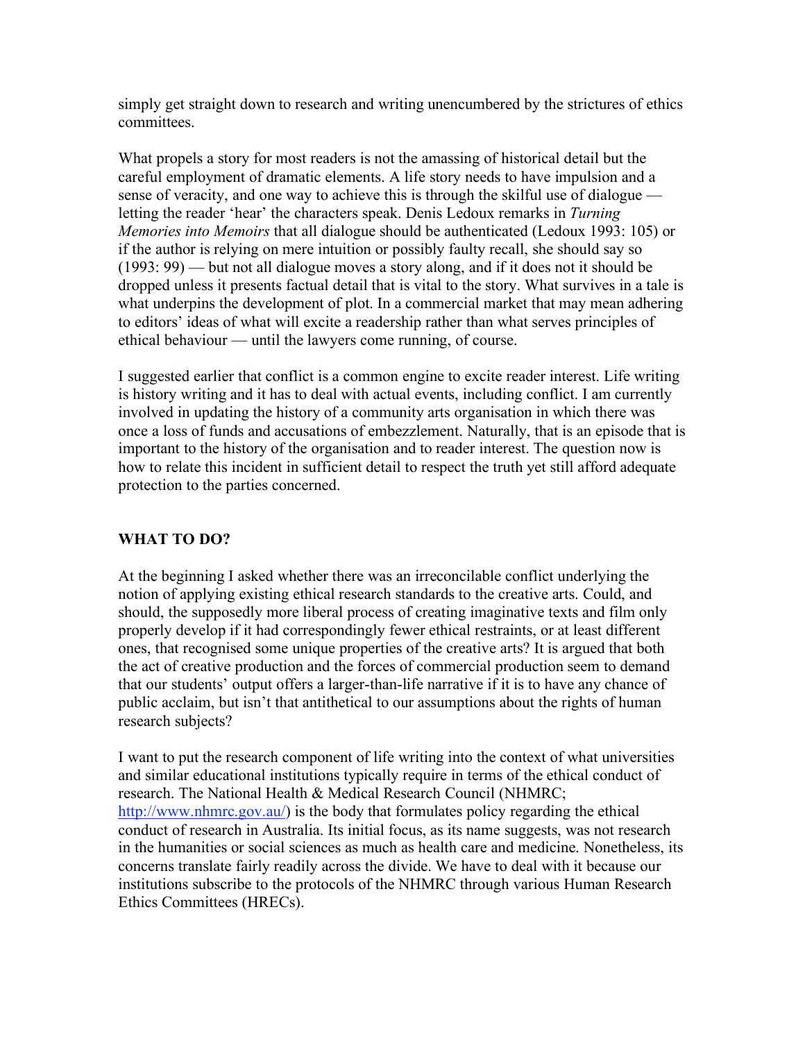simply get straight down to research and writing unencumbered by the strictures of ethics committees.

What propels a story for most readers is not the amassing of historical detail but the careful employment of dramatic elements. A life story needs to have impulsion and a sense of veracity, and one way to achieve this is through the skilful use of dialogue — letting the reader 'hear' the characters speak. Denis Ledoux remarks in *Turning Memories into Memoirs* that all dialogue should be authenticated (Ledoux 1993: 105) or if the author is relying on mere intuition or possibly faulty recall, she should say so (1993: 99) — but not all dialogue moves a story along, and if it does not it should be dropped unless it presents factual detail that is vital to the story. What survives in a tale is what underpins the development of plot. In a commercial market that may mean adhering to editors' ideas of what will excite a readership rather than what serves principles of ethical behaviour — until the lawyers come running, of course.

I suggested earlier that conflict is a common engine to excite reader interest. Life writing is history writing and it has to deal with actual events, including conflict. I am currently involved in updating the history of a community arts organisation in which there was once a loss of funds and accusations of embezzlement. Naturally, that is an episode that is important to the history of the organisation and to reader interest. The question now is how to relate this incident in sufficient detail to respect the truth yet still afford adequate protection to the parties concerned.

## WHAT TO DO?

At the beginning I asked whether there was an irreconcilable conflict underlying the notion of applying existing ethical research standards to the creative arts. Could, and should, the supposedly more liberal process of creating imaginative texts and film only properly develop if it had correspondingly fewer ethical restraints, or at least different ones, that recognised some unique properties of the creative arts? It is argued that both the act of creative production and the forces of commercial production seem to demand that our students' output offers a larger-than-life narrative if it is to have any chance of public acclaim, but isn't that antithetical to our assumptions about the rights of human research subjects?

I want to put the research component of life writing into the context of what universities and similar educational institutions typically require in terms of the ethical conduct of research. The National Health & Medical Research Council (NHMRC; http://www.nhmrc.gov.au/) is the body that formulates policy regarding the ethical conduct of research in Australia. Its initial focus, as its name suggests, was not research in the humanities or social sciences as much as health care and medicine. Nonetheless, its concerns translate fairly readily across the divide. We have to deal with it because our institutions subscribe to the protocols of the NHMRC through various Human Research Ethics Committees (HRECs).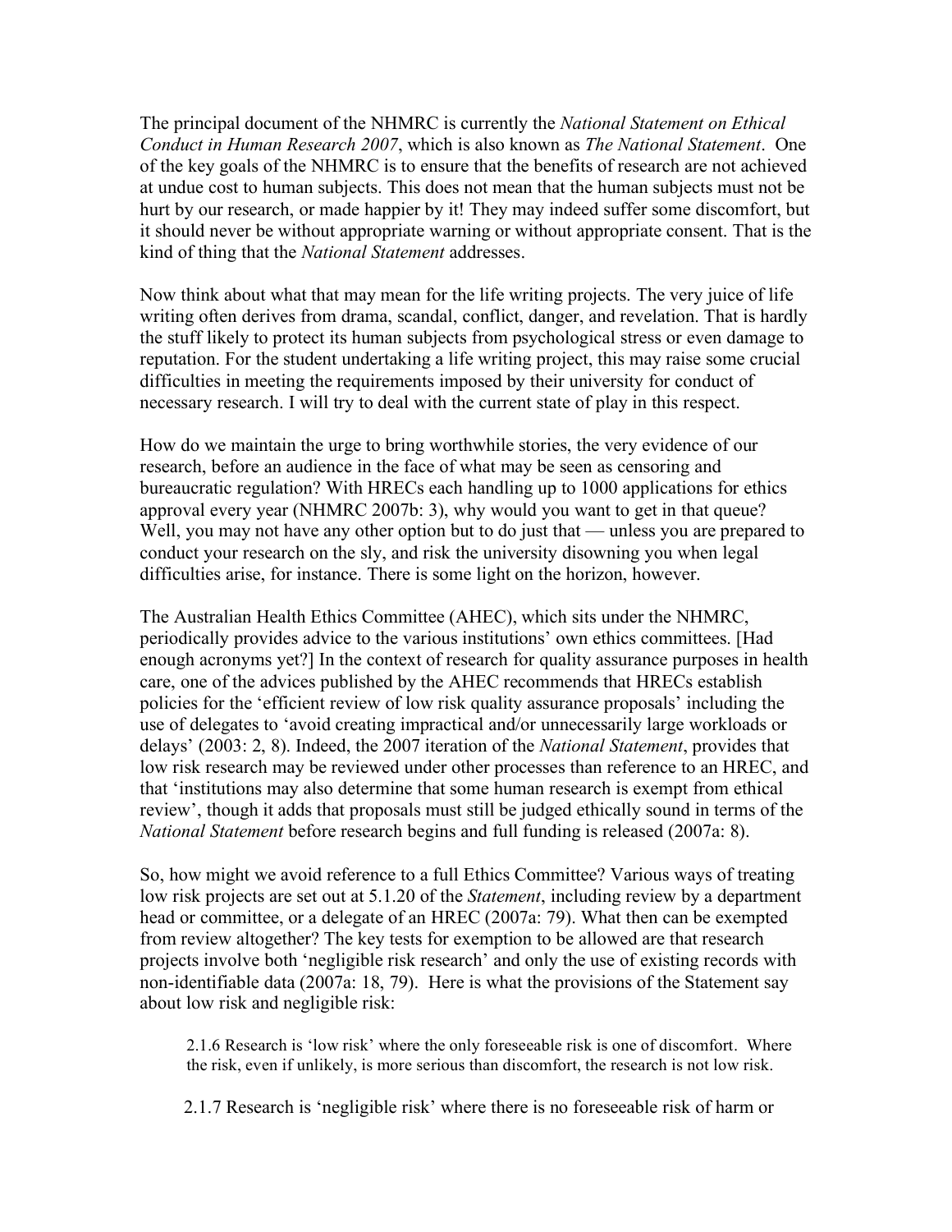The principal document of the NHMRC is currently the *National Statement on Ethical Conduct in Human Research 2007*, which is also known as *The National Statement*. One of the key goals of the NHMRC is to ensure that the benefits of research are not achieved at undue cost to human subjects. This does not mean that the human subjects must not be hurt by our research, or made happier by it! They may indeed suffer some discomfort, but it should never be without appropriate warning or without appropriate consent. That is the kind of thing that the *National Statement* addresses.

Now think about what that may mean for the life writing projects. The very juice of life writing often derives from drama, scandal, conflict, danger, and revelation. That is hardly the stuff likely to protect its human subjects from psychological stress or even damage to reputation. For the student undertaking a life writing project, this may raise some crucial difficulties in meeting the requirements imposed by their university for conduct of necessary research. I will try to deal with the current state of play in this respect.

How do we maintain the urge to bring worthwhile stories, the very evidence of our research, before an audience in the face of what may be seen as censoring and bureaucratic regulation? With HRECs each handling up to 1000 applications for ethics approval every year (NHMRC 2007b: 3), why would you want to get in that queue? Well, you may not have any other option but to do just that — unless you are prepared to conduct your research on the sly, and risk the university disowning you when legal difficulties arise, for instance. There is some light on the horizon, however.

The Australian Health Ethics Committee (AHEC), which sits under the NHMRC, periodically provides advice to the various institutions' own ethics committees. [Had enough acronyms yet?] In the context of research for quality assurance purposes in health care, one of the advices published by the AHEC recommends that HRECs establish policies for the 'efficient review of low risk quality assurance proposals' including the use of delegates to 'avoid creating impractical and/or unnecessarily large workloads or delays' (2003: 2, 8). Indeed, the 2007 iteration of the *National Statement*, provides that low risk research may be reviewed under other processes than reference to an HREC, and that 'institutions may also determine that some human research is exempt from ethical review', though it adds that proposals must still be judged ethically sound in terms of the *National Statement* before research begins and full funding is released (2007a: 8).

So, how might we avoid reference to a full Ethics Committee? Various ways of treating low risk projects are set out at 5.1.20 of the *Statement*, including review by a department head or committee, or a delegate of an HREC (2007a: 79). What then can be exempted from review altogether? The key tests for exemption to be allowed are that research projects involve both 'negligible risk research' and only the use of existing records with non-identifiable data (2007a: 18, 79). Here is what the provisions of the Statement say about low risk and negligible risk:

> 2.1.6 Research is 'low risk' where the only foreseeable risk is one of discomfort. Where the risk, even if unlikely, is more serious than discomfort, the research is not low risk.
>
> 2.1.7 Research is 'negligible risk' where there is no foreseeable risk of harm or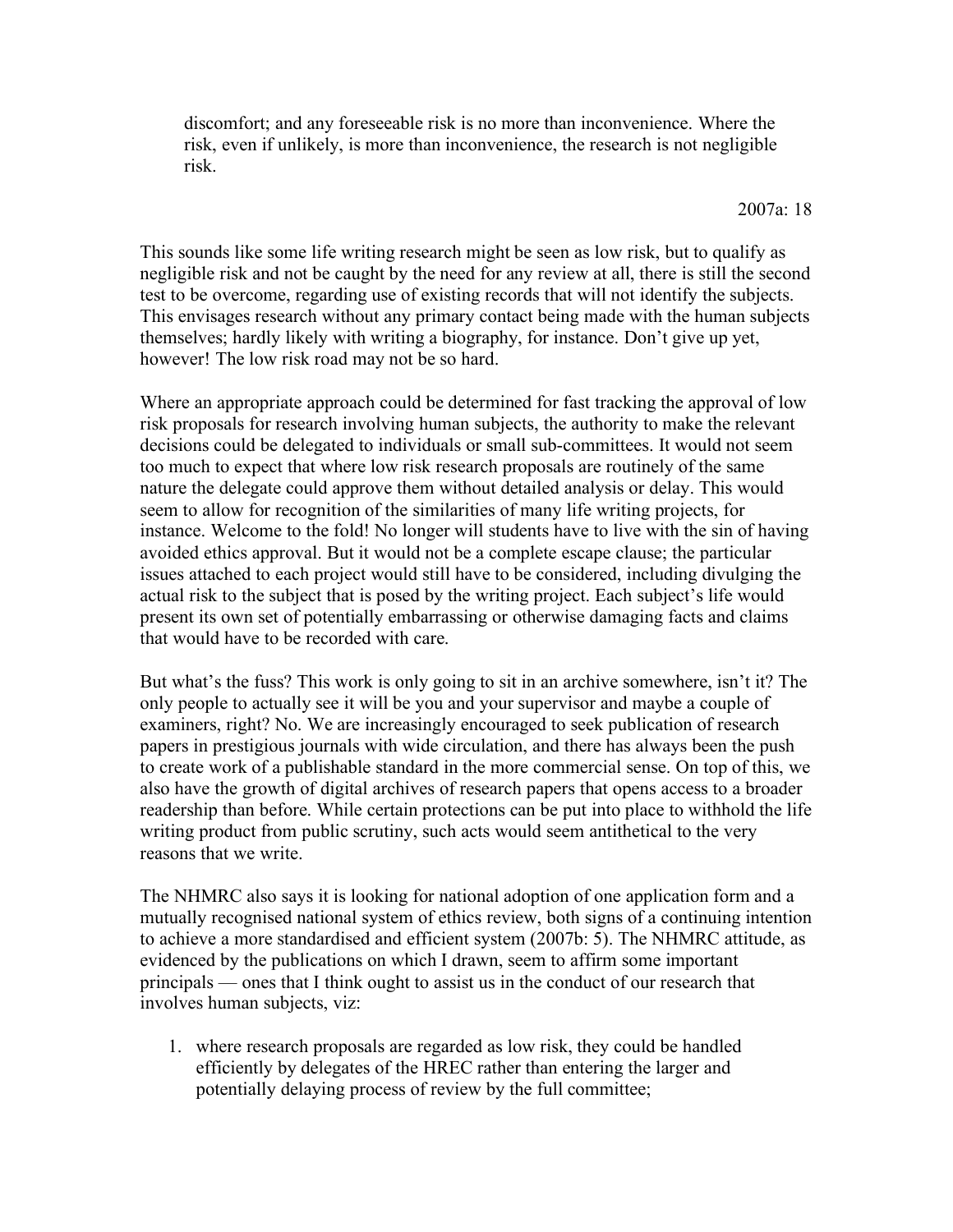> discomfort; and any foreseeable risk is no more than inconvenience. Where the risk, even if unlikely, is more than inconvenience, the research is not negligible risk.
>
> 2007a: 18

This sounds like some life writing research might be seen as low risk, but to qualify as negligible risk and not be caught by the need for any review at all, there is still the second test to be overcome, regarding use of existing records that will not identify the subjects. This envisages research without any primary contact being made with the human subjects themselves; hardly likely with writing a biography, for instance. Don't give up yet, however! The low risk road may not be so hard.

Where an appropriate approach could be determined for fast tracking the approval of low risk proposals for research involving human subjects, the authority to make the relevant decisions could be delegated to individuals or small sub-committees. It would not seem too much to expect that where low risk research proposals are routinely of the same nature the delegate could approve them without detailed analysis or delay. This would seem to allow for recognition of the similarities of many life writing projects, for instance. Welcome to the fold! No longer will students have to live with the sin of having avoided ethics approval. But it would not be a complete escape clause; the particular issues attached to each project would still have to be considered, including divulging the actual risk to the subject that is posed by the writing project. Each subject's life would present its own set of potentially embarrassing or otherwise damaging facts and claims that would have to be recorded with care.

But what's the fuss? This work is only going to sit in an archive somewhere, isn't it? The only people to actually see it will be you and your supervisor and maybe a couple of examiners, right? No. We are increasingly encouraged to seek publication of research papers in prestigious journals with wide circulation, and there has always been the push to create work of a publishable standard in the more commercial sense. On top of this, we also have the growth of digital archives of research papers that opens access to a broader readership than before. While certain protections can be put into place to withhold the life writing product from public scrutiny, such acts would seem antithetical to the very reasons that we write.

The NHMRC also says it is looking for national adoption of one application form and a mutually recognised national system of ethics review, both signs of a continuing intention to achieve a more standardised and efficient system (2007b: 5). The NHMRC attitude, as evidenced by the publications on which I drawn, seem to affirm some important principals — ones that I think ought to assist us in the conduct of our research that involves human subjects, viz:

1. where research proposals are regarded as low risk, they could be handled efficiently by delegates of the HREC rather than entering the larger and potentially delaying process of review by the full committee;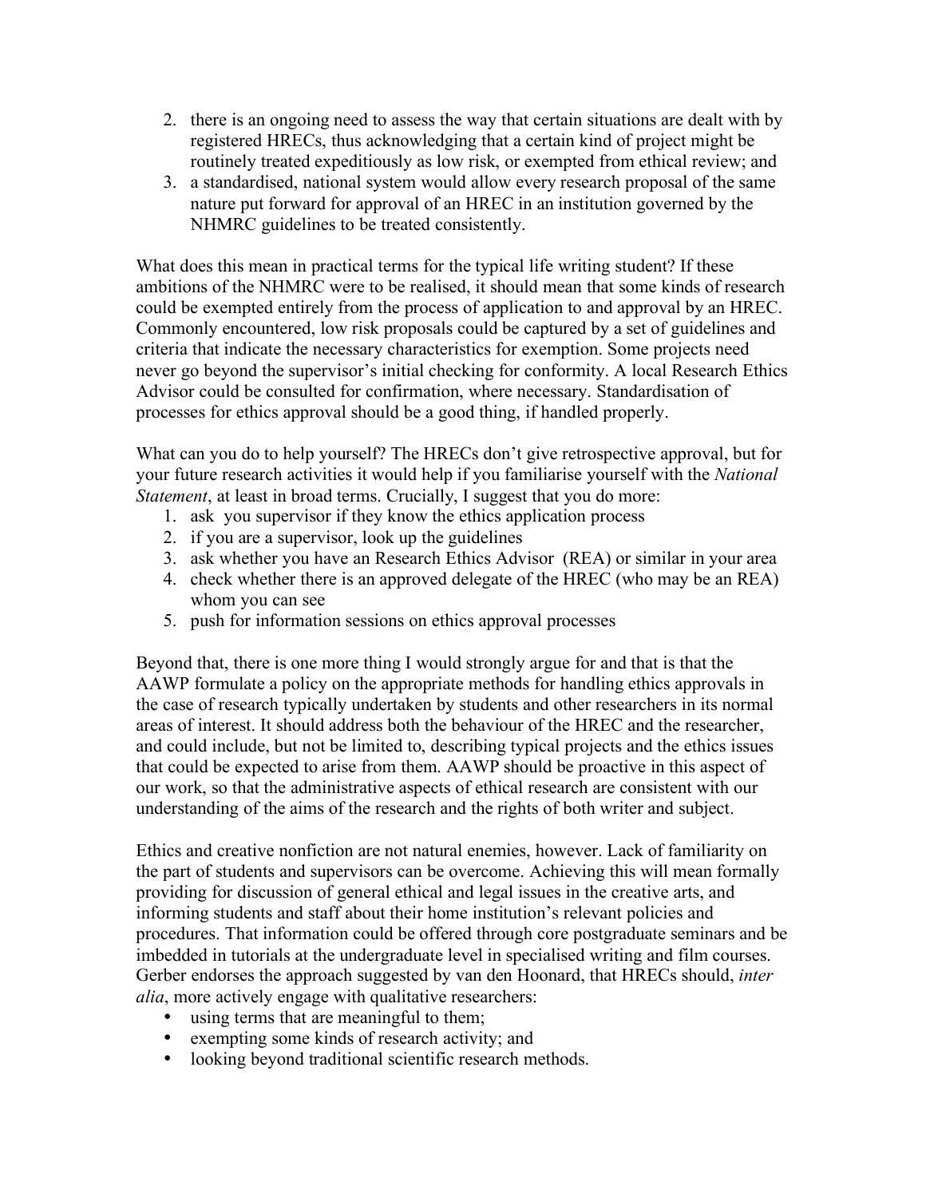2. there is an ongoing need to assess the way that certain situations are dealt with by registered HRECs, thus acknowledging that a certain kind of project might be routinely treated expeditiously as low risk, or exempted from ethical review; and
3. a standardised, national system would allow every research proposal of the same nature put forward for approval of an HREC in an institution governed by the NHMRC guidelines to be treated consistently.

What does this mean in practical terms for the typical life writing student? If these ambitions of the NHMRC were to be realised, it should mean that some kinds of research could be exempted entirely from the process of application to and approval by an HREC. Commonly encountered, low risk proposals could be captured by a set of guidelines and criteria that indicate the necessary characteristics for exemption. Some projects need never go beyond the supervisor's initial checking for conformity. A local Research Ethics Advisor could be consulted for confirmation, where necessary. Standardisation of processes for ethics approval should be a good thing, if handled properly.

What can you do to help yourself? The HRECs don't give retrospective approval, but for your future research activities it would help if you familiarise yourself with the *National Statement*, at least in broad terms. Crucially, I suggest that you do more:

1. ask  you supervisor if they know the ethics application process
2. if you are a supervisor, look up the guidelines
3. ask whether you have an Research Ethics Advisor  (REA) or similar in your area
4. check whether there is an approved delegate of the HREC (who may be an REA) whom you can see
5. push for information sessions on ethics approval processes

Beyond that, there is one more thing I would strongly argue for and that is that the AAWP formulate a policy on the appropriate methods for handling ethics approvals in the case of research typically undertaken by students and other researchers in its normal areas of interest. It should address both the behaviour of the HREC and the researcher, and could include, but not be limited to, describing typical projects and the ethics issues that could be expected to arise from them. AAWP should be proactive in this aspect of our work, so that the administrative aspects of ethical research are consistent with our understanding of the aims of the research and the rights of both writer and subject.

Ethics and creative nonfiction are not natural enemies, however. Lack of familiarity on the part of students and supervisors can be overcome. Achieving this will mean formally providing for discussion of general ethical and legal issues in the creative arts, and informing students and staff about their home institution's relevant policies and procedures. That information could be offered through core postgraduate seminars and be imbedded in tutorials at the undergraduate level in specialised writing and film courses. Gerber endorses the approach suggested by van den Hoonard, that HRECs should, *inter alia*, more actively engage with qualitative researchers:

- using terms that are meaningful to them;
- exempting some kinds of research activity; and
- looking beyond traditional scientific research methods.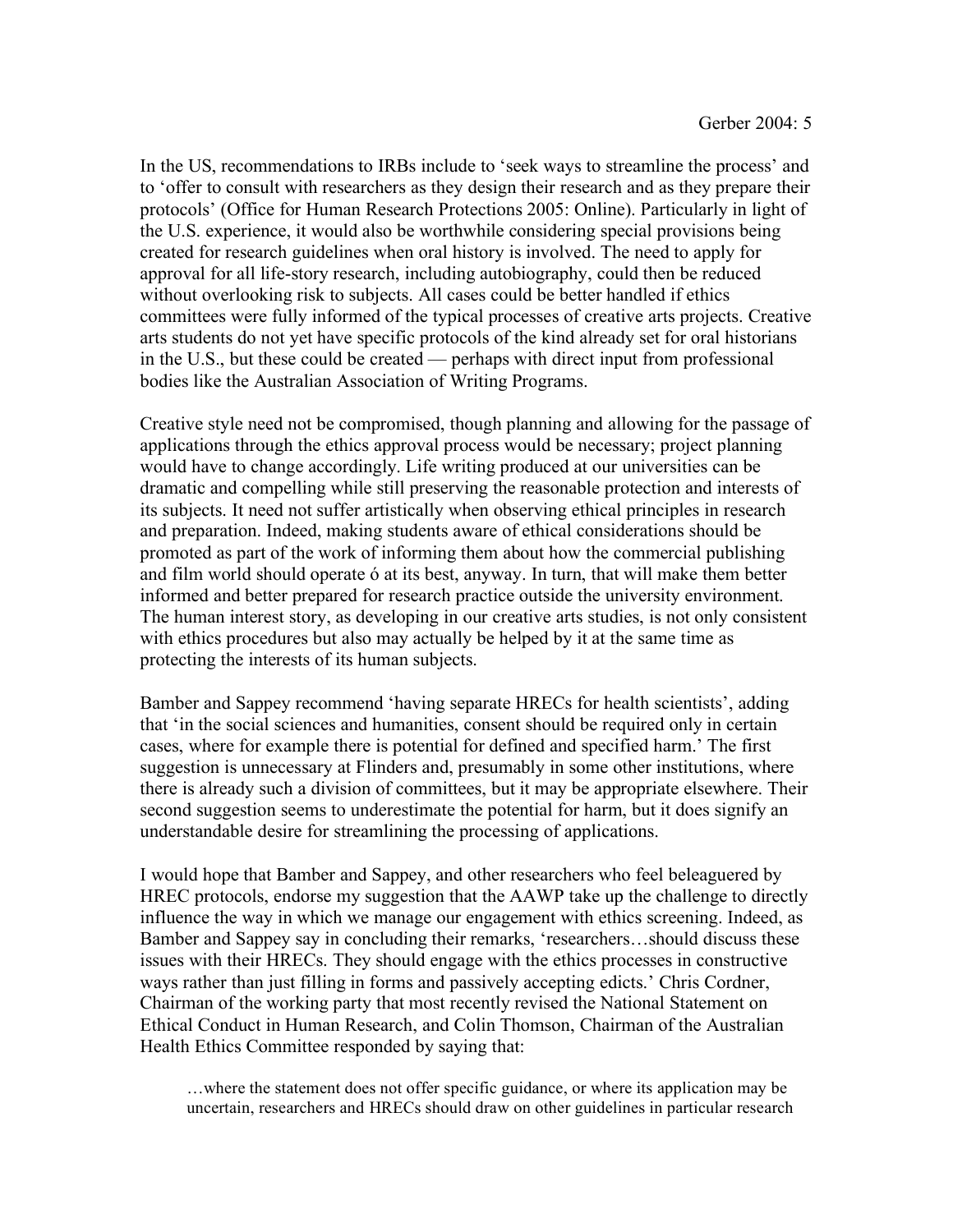Gerber 2004: 5

In the US, recommendations to IRBs include to 'seek ways to streamline the process' and to 'offer to consult with researchers as they design their research and as they prepare their protocols' (Office for Human Research Protections 2005: Online). Particularly in light of the U.S. experience, it would also be worthwhile considering special provisions being created for research guidelines when oral history is involved. The need to apply for approval for all life-story research, including autobiography, could then be reduced without overlooking risk to subjects. All cases could be better handled if ethics committees were fully informed of the typical processes of creative arts projects. Creative arts students do not yet have specific protocols of the kind already set for oral historians in the U.S., but these could be created — perhaps with direct input from professional bodies like the Australian Association of Writing Programs.

Creative style need not be compromised, though planning and allowing for the passage of applications through the ethics approval process would be necessary; project planning would have to change accordingly. Life writing produced at our universities can be dramatic and compelling while still preserving the reasonable protection and interests of its subjects. It need not suffer artistically when observing ethical principles in research and preparation. Indeed, making students aware of ethical considerations should be promoted as part of the work of informing them about how the commercial publishing and film world should operate ó at its best, anyway. In turn, that will make them better informed and better prepared for research practice outside the university environment. The human interest story, as developing in our creative arts studies, is not only consistent with ethics procedures but also may actually be helped by it at the same time as protecting the interests of its human subjects.

Bamber and Sappey recommend 'having separate HRECs for health scientists', adding that 'in the social sciences and humanities, consent should be required only in certain cases, where for example there is potential for defined and specified harm.' The first suggestion is unnecessary at Flinders and, presumably in some other institutions, where there is already such a division of committees, but it may be appropriate elsewhere. Their second suggestion seems to underestimate the potential for harm, but it does signify an understandable desire for streamlining the processing of applications.

I would hope that Bamber and Sappey, and other researchers who feel beleaguered by HREC protocols, endorse my suggestion that the AAWP take up the challenge to directly influence the way in which we manage our engagement with ethics screening. Indeed, as Bamber and Sappey say in concluding their remarks, 'researchers…should discuss these issues with their HRECs. They should engage with the ethics processes in constructive ways rather than just filling in forms and passively accepting edicts.' Chris Cordner, Chairman of the working party that most recently revised the National Statement on Ethical Conduct in Human Research, and Colin Thomson, Chairman of the Australian Health Ethics Committee responded by saying that:

> …where the statement does not offer specific guidance, or where its application may be uncertain, researchers and HRECs should draw on other guidelines in particular research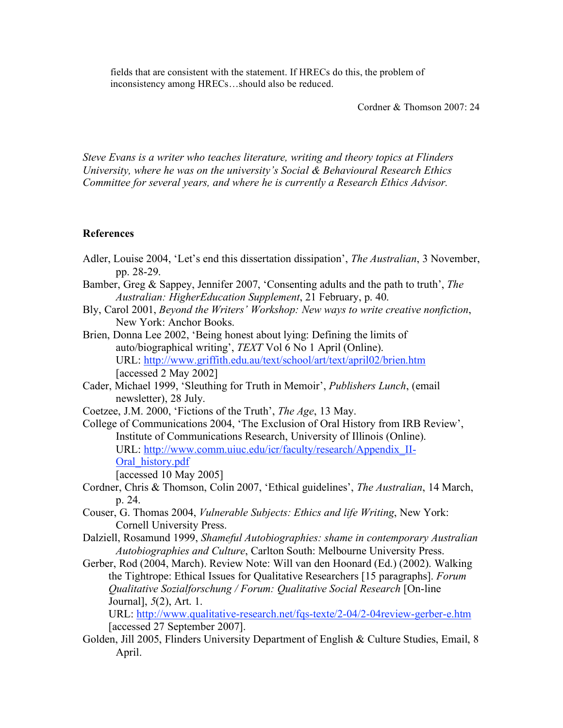> fields that are consistent with the statement. If HRECs do this, the problem of inconsistency among HRECs…should also be reduced.
>
> Cordner & Thomson 2007: 24

*Steve Evans is a writer who teaches literature, writing and theory topics at Flinders University, where he was on the university's Social & Behavioural Research Ethics Committee for several years, and where he is currently a Research Ethics Advisor.*

## References

Adler, Louise 2004, 'Let's end this dissertation dissipation', *The Australian*, 3 November, pp. 28-29.

Bamber, Greg & Sappey, Jennifer 2007, 'Consenting adults and the path to truth', *The Australian: HigherEducation Supplement*, 21 February, p. 40.

Bly, Carol 2001, *Beyond the Writers' Workshop: New ways to write creative nonfiction*, New York: Anchor Books.

Brien, Donna Lee 2002, 'Being honest about lying: Defining the limits of auto/biographical writing', *TEXT* Vol 6 No 1 April (Online). URL: http://www.griffith.edu.au/text/school/art/text/april02/brien.htm [accessed 2 May 2002]

Cader, Michael 1999, 'Sleuthing for Truth in Memoir', *Publishers Lunch*, (email newsletter), 28 July.

Coetzee, J.M. 2000, 'Fictions of the Truth', *The Age*, 13 May.

College of Communications 2004, 'The Exclusion of Oral History from IRB Review', Institute of Communications Research, University of Illinois (Online). URL: http://www.comm.uiuc.edu/icr/faculty/research/Appendix_II-Oral_history.pdf [accessed 10 May 2005]

Cordner, Chris & Thomson, Colin 2007, 'Ethical guidelines', *The Australian*, 14 March, p. 24.

Couser, G. Thomas 2004, *Vulnerable Subjects: Ethics and life Writing*, New York: Cornell University Press.

Dalziell, Rosamund 1999, *Shameful Autobiographies: shame in contemporary Australian Autobiographies and Culture*, Carlton South: Melbourne University Press.

Gerber, Rod (2004, March). Review Note: Will van den Hoonard (Ed.) (2002). Walking the Tightrope: Ethical Issues for Qualitative Researchers [15 paragraphs]. *Forum Qualitative Sozialforschung / Forum: Qualitative Social Research* [On-line Journal], *5*(2), Art. 1. URL: http://www.qualitative-research.net/fqs-texte/2-04/2-04review-gerber-e.htm [accessed 27 September 2007].

Golden, Jill 2005, Flinders University Department of English & Culture Studies, Email, 8 April.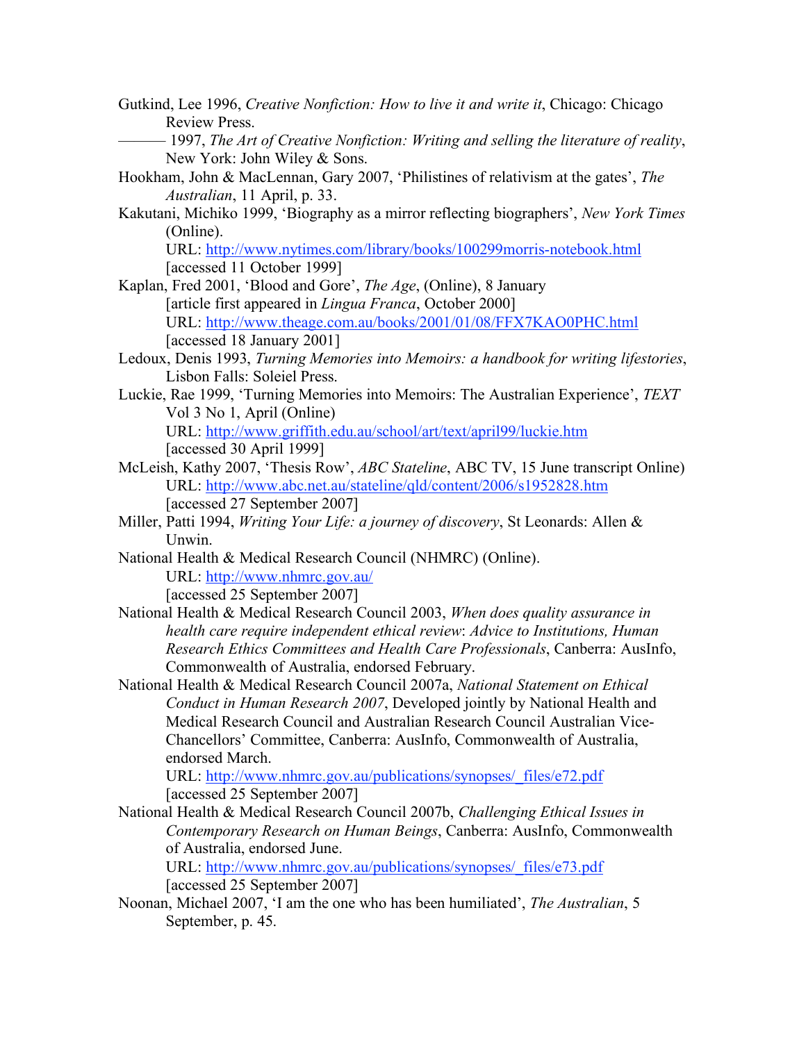Gutkind, Lee 1996, *Creative Nonfiction: How to live it and write it*, Chicago: Chicago Review Press.

——— 1997, *The Art of Creative Nonfiction: Writing and selling the literature of reality*, New York: John Wiley & Sons.

Hookham, John & MacLennan, Gary 2007, 'Philistines of relativism at the gates', *The Australian*, 11 April, p. 33.

Kakutani, Michiko 1999, 'Biography as a mirror reflecting biographers', *New York Times* (Online).
URL: http://www.nytimes.com/library/books/100299morris-notebook.html
[accessed 11 October 1999]

Kaplan, Fred 2001, 'Blood and Gore', *The Age*, (Online), 8 January
[article first appeared in *Lingua Franca*, October 2000]
URL: http://www.theage.com.au/books/2001/01/08/FFX7KAO0PHC.html
[accessed 18 January 2001]

Ledoux, Denis 1993, *Turning Memories into Memoirs: a handbook for writing lifestories*, Lisbon Falls: Soleiel Press.

Luckie, Rae 1999, 'Turning Memories into Memoirs: The Australian Experience', *TEXT* Vol 3 No 1, April (Online)
URL: http://www.griffith.edu.au/school/art/text/april99/luckie.htm
[accessed 30 April 1999]

McLeish, Kathy 2007, 'Thesis Row', *ABC Stateline*, ABC TV, 15 June transcript Online)
URL: http://www.abc.net.au/stateline/qld/content/2006/s1952828.htm
[accessed 27 September 2007]

Miller, Patti 1994, *Writing Your Life: a journey of discovery*, St Leonards: Allen & Unwin.

National Health & Medical Research Council (NHMRC) (Online).
URL: http://www.nhmrc.gov.au/
[accessed 25 September 2007]

National Health & Medical Research Council 2003, *When does quality assurance in health care require independent ethical review*: *Advice to Institutions, Human Research Ethics Committees and Health Care Professionals*, Canberra: AusInfo, Commonwealth of Australia, endorsed February.

National Health & Medical Research Council 2007a, *National Statement on Ethical Conduct in Human Research 2007*, Developed jointly by National Health and Medical Research Council and Australian Research Council Australian Vice-Chancellors' Committee, Canberra: AusInfo, Commonwealth of Australia, endorsed March.
URL: http://www.nhmrc.gov.au/publications/synopses/_files/e72.pdf
[accessed 25 September 2007]

National Health & Medical Research Council 2007b, *Challenging Ethical Issues in Contemporary Research on Human Beings*, Canberra: AusInfo, Commonwealth of Australia, endorsed June.
URL: http://www.nhmrc.gov.au/publications/synopses/_files/e73.pdf
[accessed 25 September 2007]

Noonan, Michael 2007, 'I am the one who has been humiliated', *The Australian*, 5 September, p. 45.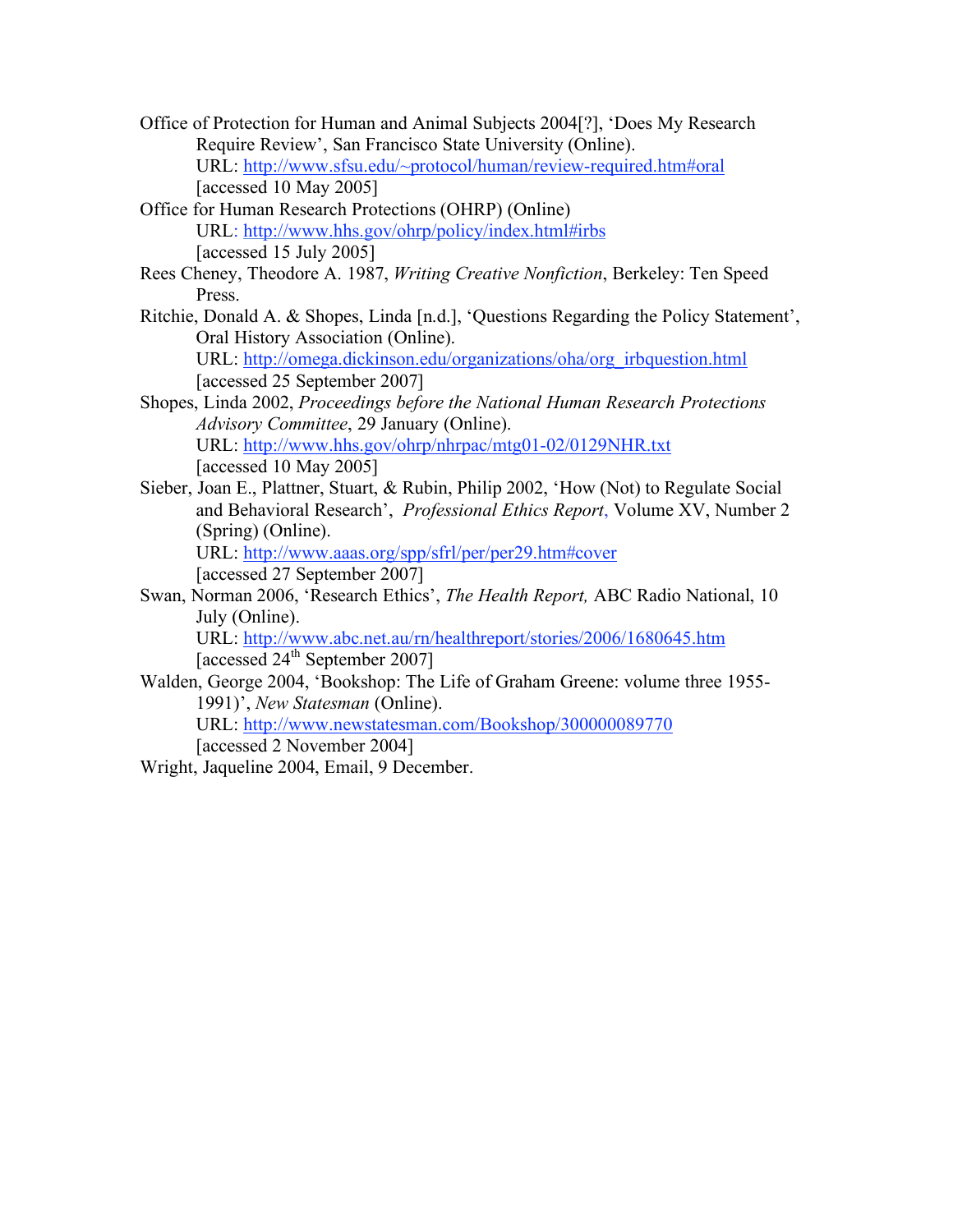Office of Protection for Human and Animal Subjects 2004[?], 'Does My Research Require Review', San Francisco State University (Online).
URL: http://www.sfsu.edu/~protocol/human/review-required.htm#oral
[accessed 10 May 2005]

Office for Human Research Protections (OHRP) (Online)
URL: http://www.hhs.gov/ohrp/policy/index.html#irbs
[accessed 15 July 2005]

Rees Cheney, Theodore A. 1987, *Writing Creative Nonfiction*, Berkeley: Ten Speed Press.

Ritchie, Donald A. & Shopes, Linda [n.d.], 'Questions Regarding the Policy Statement', Oral History Association (Online).
URL: http://omega.dickinson.edu/organizations/oha/org_irbquestion.html
[accessed 25 September 2007]

Shopes, Linda 2002, *Proceedings before the National Human Research Protections Advisory Committee*, 29 January (Online).
URL: http://www.hhs.gov/ohrp/nhrpac/mtg01-02/0129NHR.txt
[accessed 10 May 2005]

Sieber, Joan E., Plattner, Stuart, & Rubin, Philip 2002, 'How (Not) to Regulate Social and Behavioral Research', *Professional Ethics Report*, Volume XV, Number 2 (Spring) (Online).
URL: http://www.aaas.org/spp/sfrl/per/per29.htm#cover
[accessed 27 September 2007]

Swan, Norman 2006, 'Research Ethics', *The Health Report,* ABC Radio National, 10 July (Online).
URL: http://www.abc.net.au/rn/healthreport/stories/2006/1680645.htm
[accessed 24th September 2007]

Walden, George 2004, 'Bookshop: The Life of Graham Greene: volume three 1955-1991)', *New Statesman* (Online).
URL: http://www.newstatesman.com/Bookshop/300000089770
[accessed 2 November 2004]

Wright, Jaqueline 2004, Email, 9 December.